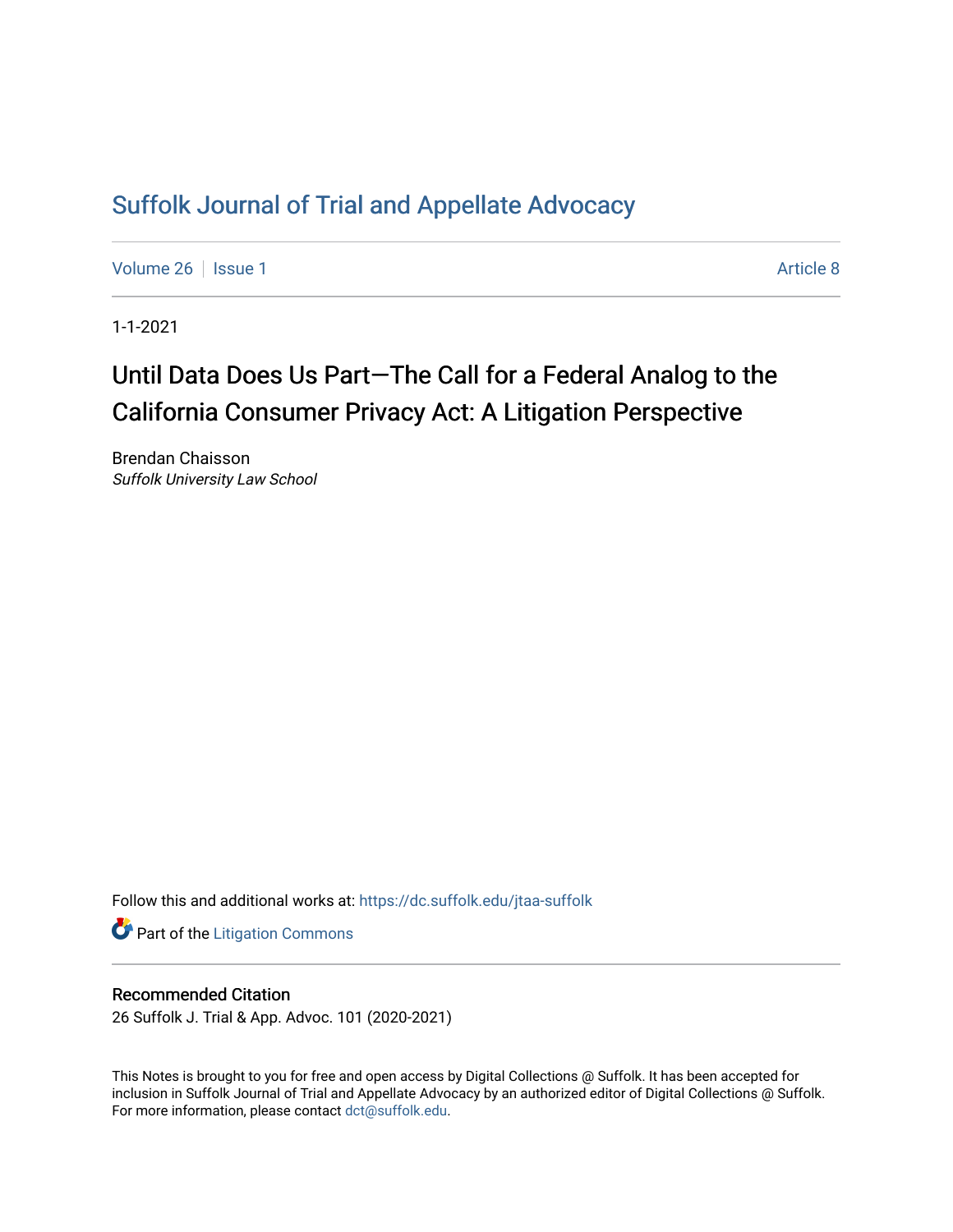# Suffolk Journal of Trial and Appellate Advocacy

Volume 26 | Issue 1 | Article 8

1-1-2021

## Until Data Does Us Part—The Call for a Federal Analog to the California Consumer Privacy Act: A Litigation Perspective

Brendan Chaisson
*Suffolk University Law School*

Follow this and additional works at: https://dc.suffolk.edu/jtaa-suffolk

Part of the Litigation Commons

### Recommended Citation

26 Suffolk J. Trial & App. Advoc. 101 (2020-2021)

This Notes is brought to you for free and open access by Digital Collections @ Suffolk. It has been accepted for inclusion in Suffolk Journal of Trial and Appellate Advocacy by an authorized editor of Digital Collections @ Suffolk. For more information, please contact dct@suffolk.edu.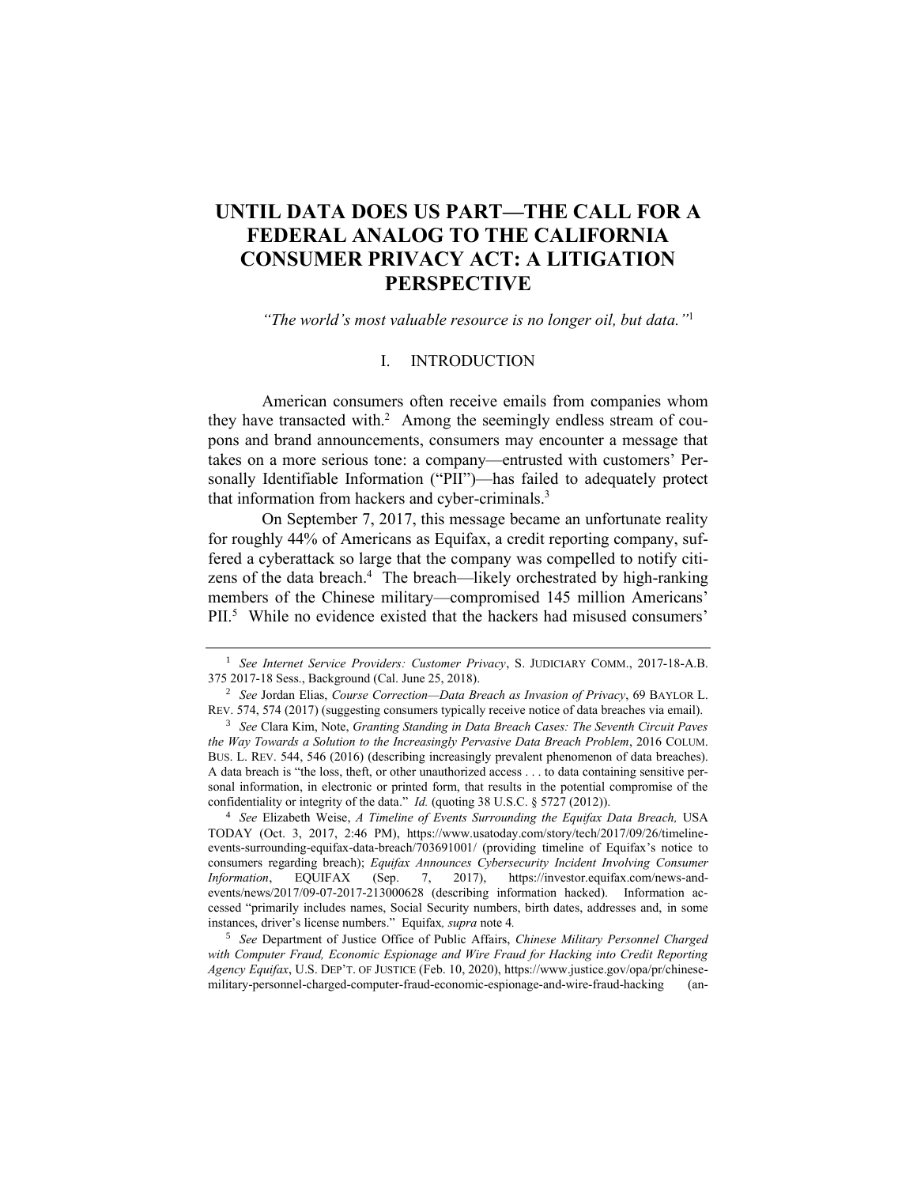# UNTIL DATA DOES US PART—THE CALL FOR A FEDERAL ANALOG TO THE CALIFORNIA CONSUMER PRIVACY ACT: A LITIGATION PERSPECTIVE

*"The world's most valuable resource is no longer oil, but data."*[1]

## I. INTRODUCTION

American consumers often receive emails from companies whom they have transacted with.[2] Among the seemingly endless stream of coupons and brand announcements, consumers may encounter a message that takes on a more serious tone: a company—entrusted with customers' Personally Identifiable Information ("PII")—has failed to adequately protect that information from hackers and cyber-criminals.[3]

On September 7, 2017, this message became an unfortunate reality for roughly 44% of Americans as Equifax, a credit reporting company, suffered a cyberattack so large that the company was compelled to notify citizens of the data breach.[4] The breach—likely orchestrated by high-ranking members of the Chinese military—compromised 145 million Americans' PII.[5] While no evidence existed that the hackers had misused consumers'

---

[1] *See Internet Service Providers: Customer Privacy*, S. JUDICIARY COMM., 2017-18-A.B. 375 2017-18 Sess., Background (Cal. June 25, 2018).

[2] *See* Jordan Elias, *Course Correction—Data Breach as Invasion of Privacy*, 69 BAYLOR L. REV. 574, 574 (2017) (suggesting consumers typically receive notice of data breaches via email).

[3] *See* Clara Kim, Note, *Granting Standing in Data Breach Cases: The Seventh Circuit Paves the Way Towards a Solution to the Increasingly Pervasive Data Breach Problem*, 2016 COLUM. BUS. L. REV. 544, 546 (2016) (describing increasingly prevalent phenomenon of data breaches). A data breach is "the loss, theft, or other unauthorized access . . . to data containing sensitive personal information, in electronic or printed form, that results in the potential compromise of the confidentiality or integrity of the data." *Id.* (quoting 38 U.S.C. § 5727 (2012)).

[4] *See* Elizabeth Weise, *A Timeline of Events Surrounding the Equifax Data Breach,* USA TODAY (Oct. 3, 2017, 2:46 PM), https://www.usatoday.com/story/tech/2017/09/26/timeline-events-surrounding-equifax-data-breach/703691001/ (providing timeline of Equifax's notice to consumers regarding breach); *Equifax Announces Cybersecurity Incident Involving Consumer Information*, EQUIFAX (Sep. 7, 2017), https://investor.equifax.com/news-and-events/news/2017/09-07-2017-213000628 (describing information hacked). Information accessed "primarily includes names, Social Security numbers, birth dates, addresses and, in some instances, driver's license numbers." Equifax*, supra* note 4*.*

[5] *See* Department of Justice Office of Public Affairs, *Chinese Military Personnel Charged with Computer Fraud, Economic Espionage and Wire Fraud for Hacking into Credit Reporting Agency Equifax*, U.S. DEP'T. OF JUSTICE (Feb. 10, 2020), https://www.justice.gov/opa/pr/chinese-military-personnel-charged-computer-fraud-economic-espionage-and-wire-fraud-hacking (an-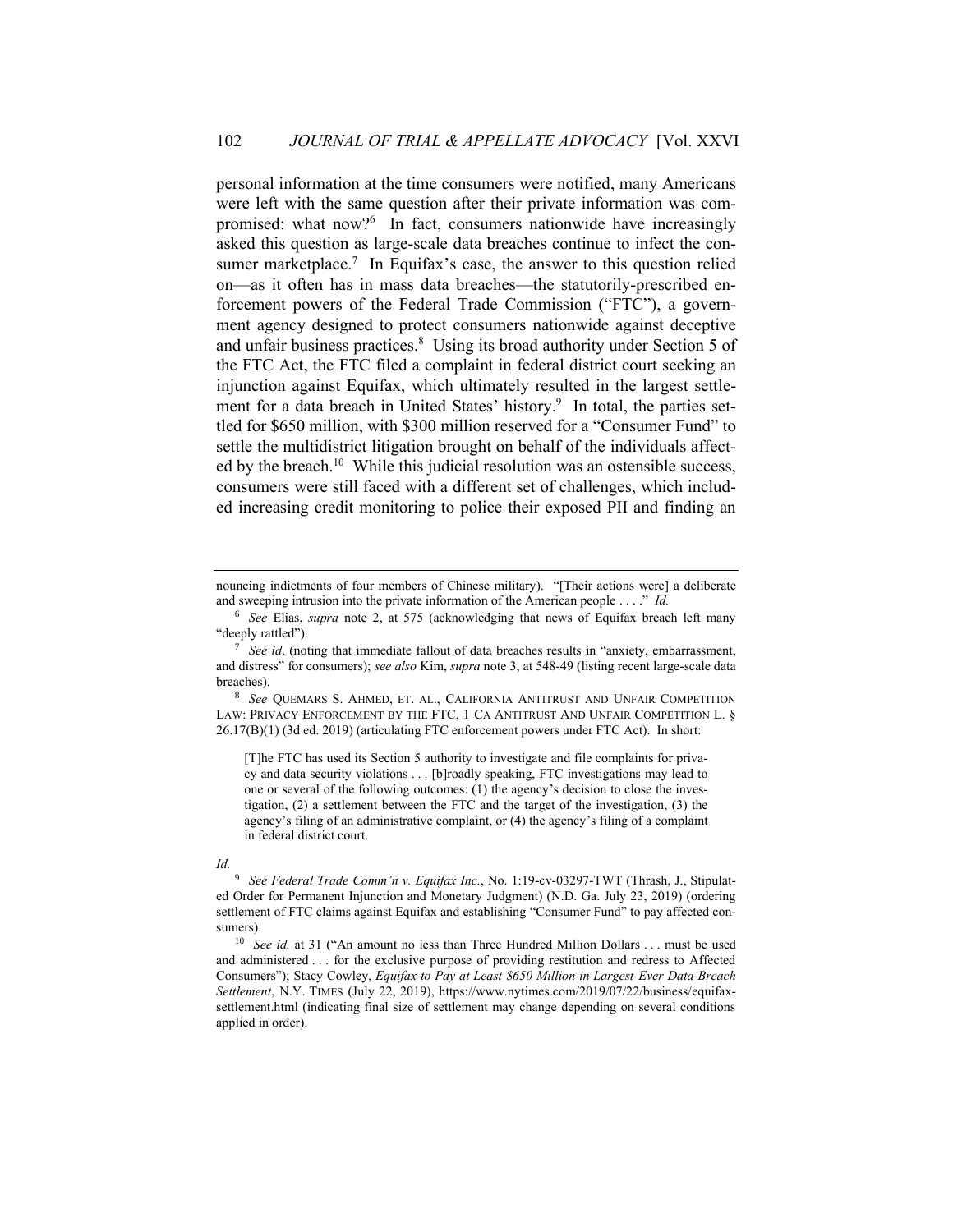personal information at the time consumers were notified, many Americans were left with the same question after their private information was compromised: what now?[6] In fact, consumers nationwide have increasingly asked this question as large-scale data breaches continue to infect the consumer marketplace.[7] In Equifax's case, the answer to this question relied on—as it often has in mass data breaches—the statutorily-prescribed enforcement powers of the Federal Trade Commission ("FTC"), a government agency designed to protect consumers nationwide against deceptive and unfair business practices.[8] Using its broad authority under Section 5 of the FTC Act, the FTC filed a complaint in federal district court seeking an injunction against Equifax, which ultimately resulted in the largest settlement for a data breach in United States' history.[9] In total, the parties settled for $650 million, with $300 million reserved for a "Consumer Fund" to settle the multidistrict litigation brought on behalf of the individuals affected by the breach.[10] While this judicial resolution was an ostensible success, consumers were still faced with a different set of challenges, which included increasing credit monitoring to police their exposed PII and finding an

---

nouncing indictments of four members of Chinese military). "[Their actions were] a deliberate and sweeping intrusion into the private information of the American people . . . ." *Id.*

[6] *See* Elias, *supra* note 2, at 575 (acknowledging that news of Equifax breach left many "deeply rattled").

[7] *See id*. (noting that immediate fallout of data breaches results in "anxiety, embarrassment, and distress" for consumers); *see also* Kim, *supra* note 3, at 548-49 (listing recent large-scale data breaches).

[8] *See* QUEMARS S. AHMED, ET. AL., CALIFORNIA ANTITRUST AND UNFAIR COMPETITION LAW: PRIVACY ENFORCEMENT BY THE FTC, 1 CA ANTITRUST AND UNFAIR COMPETITION L. § 26.17(B)(1) (3d ed. 2019) (articulating FTC enforcement powers under FTC Act). In short:

> [T]he FTC has used its Section 5 authority to investigate and file complaints for privacy and data security violations . . . [b]roadly speaking, FTC investigations may lead to one or several of the following outcomes: (1) the agency's decision to close the investigation, (2) a settlement between the FTC and the target of the investigation, (3) the agency's filing of an administrative complaint, or (4) the agency's filing of a complaint in federal district court.

*Id.*

[9] *See Federal Trade Comm'n v. Equifax Inc.*, No. 1:19-cv-03297-TWT (Thrash, J., Stipulated Order for Permanent Injunction and Monetary Judgment) (N.D. Ga. July 23, 2019) (ordering settlement of FTC claims against Equifax and establishing "Consumer Fund" to pay affected consumers).

[10] *See id.* at 31 ("An amount no less than Three Hundred Million Dollars . . . must be used and administered . . . for the exclusive purpose of providing restitution and redress to Affected Consumers"); Stacy Cowley, *Equifax to Pay at Least $650 Million in Largest-Ever Data Breach Settlement*, N.Y. TIMES (July 22, 2019), https://www.nytimes.com/2019/07/22/business/equifax-settlement.html (indicating final size of settlement may change depending on several conditions applied in order).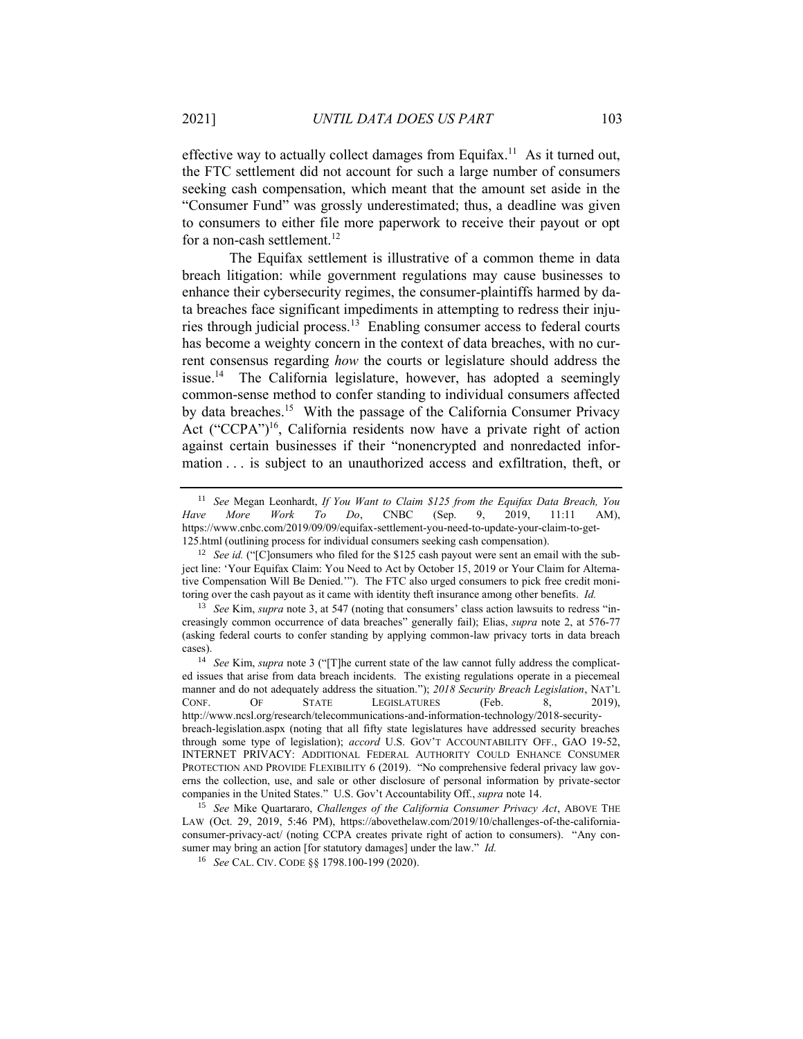effective way to actually collect damages from Equifax.[11] As it turned out, the FTC settlement did not account for such a large number of consumers seeking cash compensation, which meant that the amount set aside in the "Consumer Fund" was grossly underestimated; thus, a deadline was given to consumers to either file more paperwork to receive their payout or opt for a non-cash settlement.[12]

The Equifax settlement is illustrative of a common theme in data breach litigation: while government regulations may cause businesses to enhance their cybersecurity regimes, the consumer-plaintiffs harmed by data breaches face significant impediments in attempting to redress their injuries through judicial process.[13] Enabling consumer access to federal courts has become a weighty concern in the context of data breaches, with no current consensus regarding *how* the courts or legislature should address the issue.[14] The California legislature, however, has adopted a seemingly common-sense method to confer standing to individual consumers affected by data breaches.[15] With the passage of the California Consumer Privacy Act ("CCPA")[16], California residents now have a private right of action against certain businesses if their "nonencrypted and nonredacted information . . . is subject to an unauthorized access and exfiltration, theft, or

---

[11] *See* Megan Leonhardt, *If You Want to Claim $125 from the Equifax Data Breach, You Have More Work To Do*, CNBC (Sep. 9, 2019, 11:11 AM), https://www.cnbc.com/2019/09/09/equifax-settlement-you-need-to-update-your-claim-to-get-125.html (outlining process for individual consumers seeking cash compensation).

[12] *See id.* ("[C]onsumers who filed for the $125 cash payout were sent an email with the subject line: 'Your Equifax Claim: You Need to Act by October 15, 2019 or Your Claim for Alternative Compensation Will Be Denied.'"). The FTC also urged consumers to pick free credit monitoring over the cash payout as it came with identity theft insurance among other benefits. *Id.*

[13] *See* Kim, *supra* note 3, at 547 (noting that consumers' class action lawsuits to redress "increasingly common occurrence of data breaches" generally fail); Elias, *supra* note 2, at 576-77 (asking federal courts to confer standing by applying common-law privacy torts in data breach cases).

[14] *See* Kim, *supra* note 3 ("[T]he current state of the law cannot fully address the complicated issues that arise from data breach incidents. The existing regulations operate in a piecemeal manner and do not adequately address the situation."); *2018 Security Breach Legislation*, NAT'L CONF. OF STATE LEGISLATURES (Feb. 8, 2019), http://www.ncsl.org/research/telecommunications-and-information-technology/2018-security-breach-legislation.aspx (noting that all fifty state legislatures have addressed security breaches through some type of legislation); *accord* U.S. GOV'T ACCOUNTABILITY OFF., GAO 19-52, INTERNET PRIVACY: ADDITIONAL FEDERAL AUTHORITY COULD ENHANCE CONSUMER PROTECTION AND PROVIDE FLEXIBILITY 6 (2019). "No comprehensive federal privacy law governs the collection, use, and sale or other disclosure of personal information by private-sector companies in the United States." U.S. Gov't Accountability Off., *supra* note 14.

[15] *See* Mike Quartararo, *Challenges of the California Consumer Privacy Act*, ABOVE THE LAW (Oct. 29, 2019, 5:46 PM), https://abovethelaw.com/2019/10/challenges-of-the-california-consumer-privacy-act/ (noting CCPA creates private right of action to consumers). "Any consumer may bring an action [for statutory damages] under the law." *Id.*

[16] *See* CAL. CIV. CODE §§ 1798.100-199 (2020).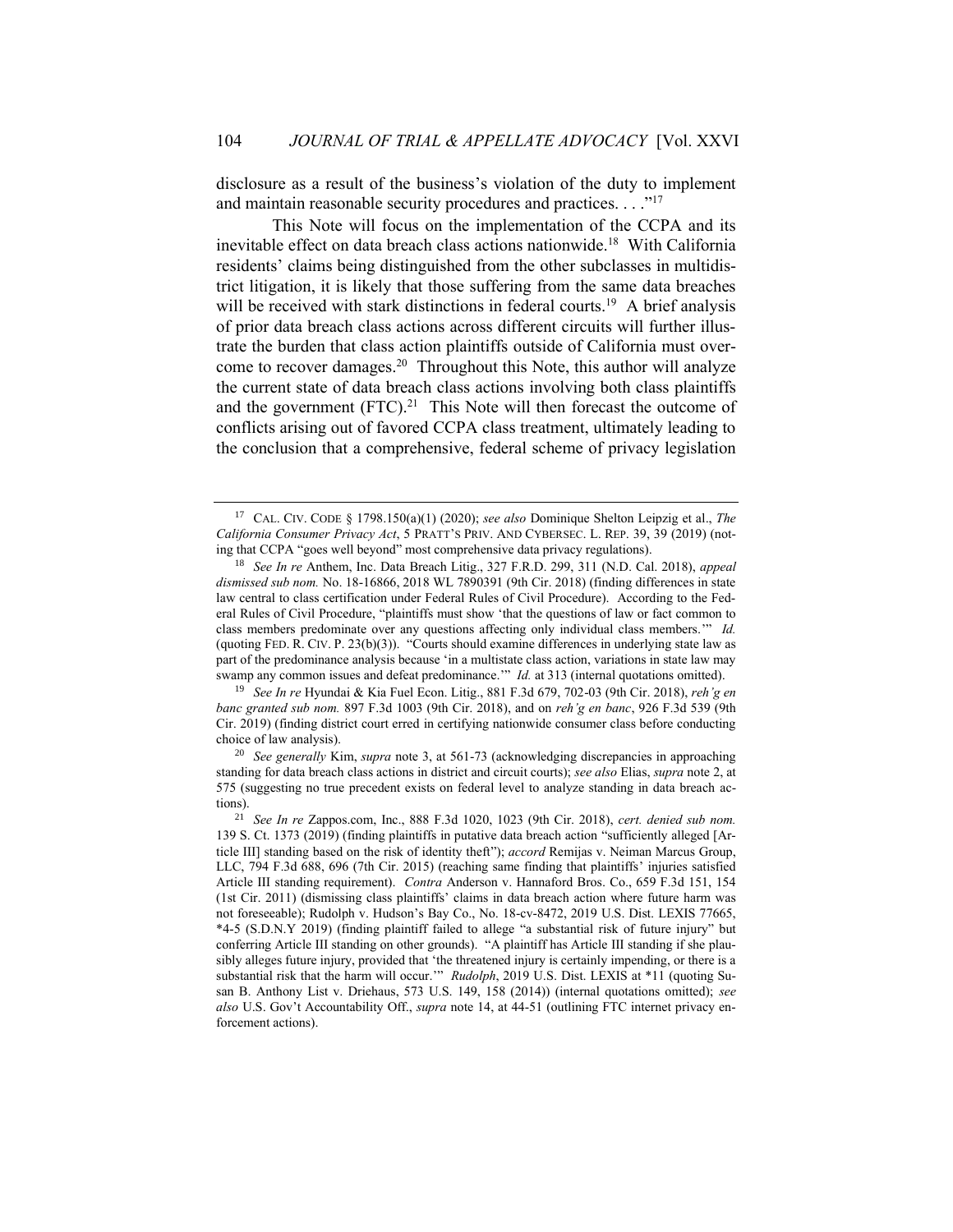disclosure as a result of the business's violation of the duty to implement and maintain reasonable security procedures and practices. . . ."[17]

This Note will focus on the implementation of the CCPA and its inevitable effect on data breach class actions nationwide.[18] With California residents' claims being distinguished from the other subclasses in multidistrict litigation, it is likely that those suffering from the same data breaches will be received with stark distinctions in federal courts.[19] A brief analysis of prior data breach class actions across different circuits will further illustrate the burden that class action plaintiffs outside of California must overcome to recover damages.[20] Throughout this Note, this author will analyze the current state of data breach class actions involving both class plaintiffs and the government (FTC).[21] This Note will then forecast the outcome of conflicts arising out of favored CCPA class treatment, ultimately leading to the conclusion that a comprehensive, federal scheme of privacy legislation

---

[17] CAL. CIV. CODE § 1798.150(a)(1) (2020); *see also* Dominique Shelton Leipzig et al., *The California Consumer Privacy Act*, 5 PRATT'S PRIV. AND CYBERSEC. L. REP. 39, 39 (2019) (noting that CCPA "goes well beyond" most comprehensive data privacy regulations).

[18] *See In re* Anthem, Inc. Data Breach Litig., 327 F.R.D. 299, 311 (N.D. Cal. 2018), *appeal dismissed sub nom.* No. 18-16866, 2018 WL 7890391 (9th Cir. 2018) (finding differences in state law central to class certification under Federal Rules of Civil Procedure). According to the Federal Rules of Civil Procedure, "plaintiffs must show 'that the questions of law or fact common to class members predominate over any questions affecting only individual class members.'" *Id.* (quoting FED. R. CIV. P. 23(b)(3)). "Courts should examine differences in underlying state law as part of the predominance analysis because 'in a multistate class action, variations in state law may swamp any common issues and defeat predominance.'" *Id.* at 313 (internal quotations omitted).

[19] *See In re* Hyundai & Kia Fuel Econ. Litig., 881 F.3d 679, 702-03 (9th Cir. 2018), *reh'g en banc granted sub nom.* 897 F.3d 1003 (9th Cir. 2018), and on *reh'g en banc*, 926 F.3d 539 (9th Cir. 2019) (finding district court erred in certifying nationwide consumer class before conducting choice of law analysis).

[20] *See generally* Kim, *supra* note 3, at 561-73 (acknowledging discrepancies in approaching standing for data breach class actions in district and circuit courts); *see also* Elias, *supra* note 2, at 575 (suggesting no true precedent exists on federal level to analyze standing in data breach actions).

[21] *See In re* Zappos.com, Inc., 888 F.3d 1020, 1023 (9th Cir. 2018), *cert. denied sub nom.* 139 S. Ct. 1373 (2019) (finding plaintiffs in putative data breach action "sufficiently alleged [Article III] standing based on the risk of identity theft"); *accord* Remijas v. Neiman Marcus Group, LLC, 794 F.3d 688, 696 (7th Cir. 2015) (reaching same finding that plaintiffs' injuries satisfied Article III standing requirement). *Contra* Anderson v. Hannaford Bros. Co., 659 F.3d 151, 154 (1st Cir. 2011) (dismissing class plaintiffs' claims in data breach action where future harm was not foreseeable); Rudolph v. Hudson's Bay Co., No. 18-cv-8472, 2019 U.S. Dist. LEXIS 77665, *4-5 (S.D.N.Y 2019) (finding plaintiff failed to allege "a substantial risk of future injury" but conferring Article III standing on other grounds). "A plaintiff has Article III standing if she plausibly alleges future injury, provided that 'the threatened injury is certainly impending, or there is a substantial risk that the harm will occur.'" *Rudolph*, 2019 U.S. Dist. LEXIS at *11 (quoting Susan B. Anthony List v. Driehaus, 573 U.S. 149, 158 (2014)) (internal quotations omitted); *see also* U.S. Gov't Accountability Off., *supra* note 14, at 44-51 (outlining FTC internet privacy enforcement actions).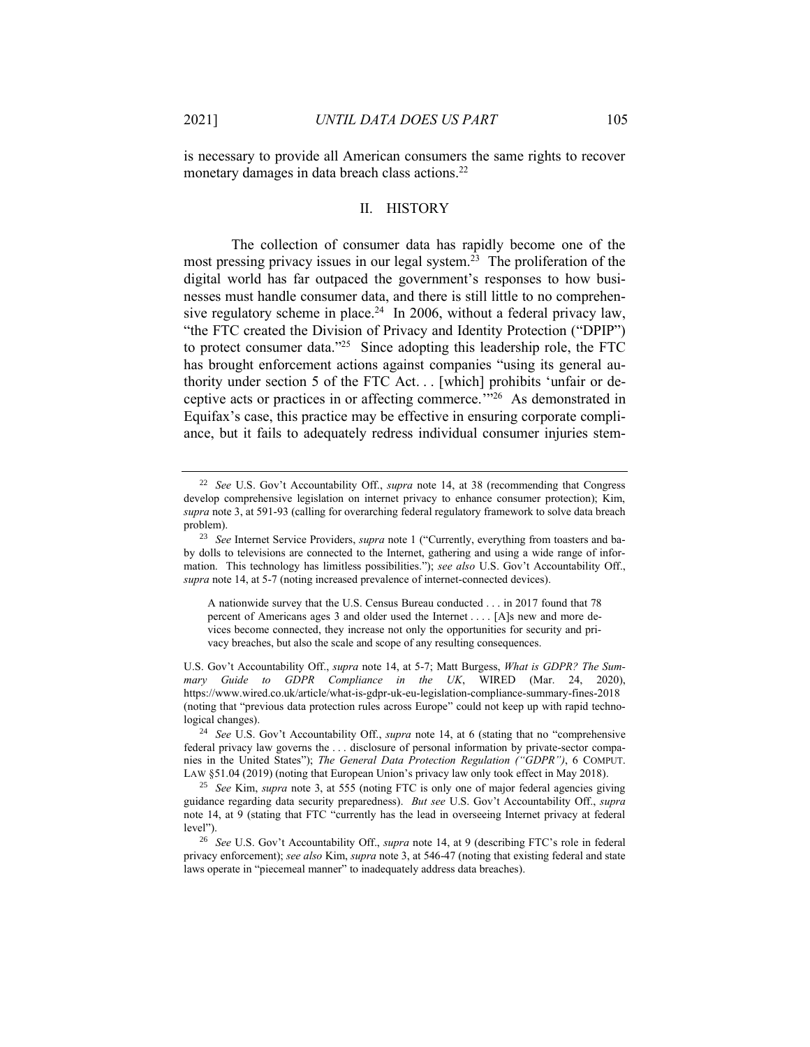is necessary to provide all American consumers the same rights to recover monetary damages in data breach class actions.[22]

## II. HISTORY

The collection of consumer data has rapidly become one of the most pressing privacy issues in our legal system.[23] The proliferation of the digital world has far outpaced the government's responses to how businesses must handle consumer data, and there is still little to no comprehensive regulatory scheme in place.[24] In 2006, without a federal privacy law, "the FTC created the Division of Privacy and Identity Protection ("DPIP") to protect consumer data."[25] Since adopting this leadership role, the FTC has brought enforcement actions against companies "using its general authority under section 5 of the FTC Act. . . [which] prohibits 'unfair or deceptive acts or practices in or affecting commerce.'"[26] As demonstrated in Equifax's case, this practice may be effective in ensuring corporate compliance, but it fails to adequately redress individual consumer injuries stem-

---

[22] *See* U.S. Gov't Accountability Off., *supra* note 14, at 38 (recommending that Congress develop comprehensive legislation on internet privacy to enhance consumer protection); Kim, *supra* note 3, at 591-93 (calling for overarching federal regulatory framework to solve data breach problem).

[23] *See* Internet Service Providers, *supra* note 1 ("Currently, everything from toasters and baby dolls to televisions are connected to the Internet, gathering and using a wide range of information. This technology has limitless possibilities."); *see also* U.S. Gov't Accountability Off., *supra* note 14, at 5-7 (noting increased prevalence of internet-connected devices).

> A nationwide survey that the U.S. Census Bureau conducted . . . in 2017 found that 78 percent of Americans ages 3 and older used the Internet . . . . [A]s new and more devices become connected, they increase not only the opportunities for security and privacy breaches, but also the scale and scope of any resulting consequences.

U.S. Gov't Accountability Off., *supra* note 14, at 5-7; Matt Burgess, *What is GDPR? The Summary Guide to GDPR Compliance in the UK*, WIRED (Mar. 24, 2020), https://www.wired.co.uk/article/what-is-gdpr-uk-eu-legislation-compliance-summary-fines-2018 (noting that "previous data protection rules across Europe" could not keep up with rapid technological changes).

[24] *See* U.S. Gov't Accountability Off., *supra* note 14, at 6 (stating that no "comprehensive federal privacy law governs the . . . disclosure of personal information by private-sector companies in the United States"); *The General Data Protection Regulation ("GDPR")*, 6 COMPUT. LAW §51.04 (2019) (noting that European Union's privacy law only took effect in May 2018).

[25] *See* Kim, *supra* note 3, at 555 (noting FTC is only one of major federal agencies giving guidance regarding data security preparedness). *But see* U.S. Gov't Accountability Off., *supra* note 14, at 9 (stating that FTC "currently has the lead in overseeing Internet privacy at federal level").

[26] *See* U.S. Gov't Accountability Off., *supra* note 14, at 9 (describing FTC's role in federal privacy enforcement); *see also* Kim, *supra* note 3, at 546-47 (noting that existing federal and state laws operate in "piecemeal manner" to inadequately address data breaches).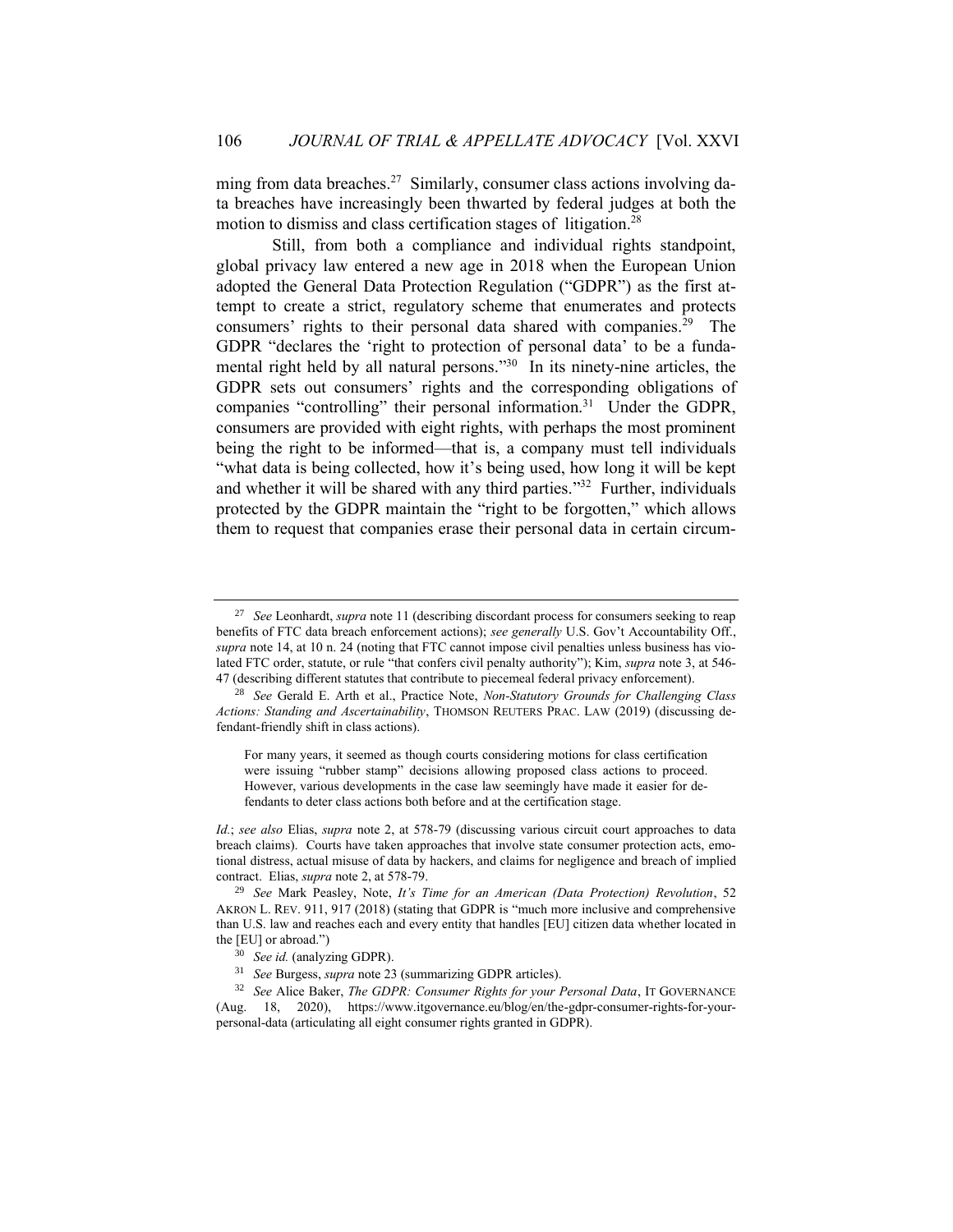ming from data breaches.[27] Similarly, consumer class actions involving data breaches have increasingly been thwarted by federal judges at both the motion to dismiss and class certification stages of litigation.[28]

Still, from both a compliance and individual rights standpoint, global privacy law entered a new age in 2018 when the European Union adopted the General Data Protection Regulation ("GDPR") as the first attempt to create a strict, regulatory scheme that enumerates and protects consumers' rights to their personal data shared with companies.[29] The GDPR "declares the 'right to protection of personal data' to be a fundamental right held by all natural persons."[30] In its ninety-nine articles, the GDPR sets out consumers' rights and the corresponding obligations of companies "controlling" their personal information.[31] Under the GDPR, consumers are provided with eight rights, with perhaps the most prominent being the right to be informed—that is, a company must tell individuals "what data is being collected, how it's being used, how long it will be kept and whether it will be shared with any third parties."[32] Further, individuals protected by the GDPR maintain the "right to be forgotten," which allows them to request that companies erase their personal data in certain circum-

---

[27] *See* Leonhardt, *supra* note 11 (describing discordant process for consumers seeking to reap benefits of FTC data breach enforcement actions); *see generally* U.S. Gov't Accountability Off., *supra* note 14, at 10 n. 24 (noting that FTC cannot impose civil penalties unless business has violated FTC order, statute, or rule "that confers civil penalty authority"); Kim, *supra* note 3, at 546-47 (describing different statutes that contribute to piecemeal federal privacy enforcement).

[28] *See* Gerald E. Arth et al., Practice Note, *Non-Statutory Grounds for Challenging Class Actions: Standing and Ascertainability*, THOMSON REUTERS PRAC. LAW (2019) (discussing defendant-friendly shift in class actions).

> For many years, it seemed as though courts considering motions for class certification were issuing "rubber stamp" decisions allowing proposed class actions to proceed. However, various developments in the case law seemingly have made it easier for defendants to deter class actions both before and at the certification stage.

*Id.*; *see also* Elias, *supra* note 2, at 578-79 (discussing various circuit court approaches to data breach claims). Courts have taken approaches that involve state consumer protection acts, emotional distress, actual misuse of data by hackers, and claims for negligence and breach of implied contract. Elias, *supra* note 2, at 578-79.

[29] *See* Mark Peasley, Note, *It's Time for an American (Data Protection) Revolution*, 52 AKRON L. REV. 911, 917 (2018) (stating that GDPR is "much more inclusive and comprehensive than U.S. law and reaches each and every entity that handles [EU] citizen data whether located in the [EU] or abroad.")

[30] *See id.* (analyzing GDPR).

[31] *See* Burgess, *supra* note 23 (summarizing GDPR articles).

[32] *See* Alice Baker, *The GDPR: Consumer Rights for your Personal Data*, IT GOVERNANCE (Aug. 18, 2020), https://www.itgovernance.eu/blog/en/the-gdpr-consumer-rights-for-your-personal-data (articulating all eight consumer rights granted in GDPR).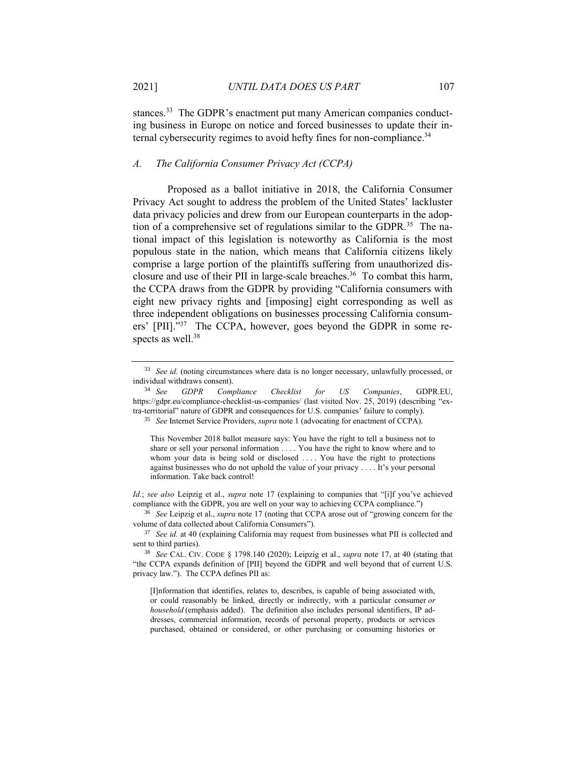stances.[33] The GDPR's enactment put many American companies conducting business in Europe on notice and forced businesses to update their internal cybersecurity regimes to avoid hefty fines for non-compliance.[34]

### *A. The California Consumer Privacy Act (CCPA)*

Proposed as a ballot initiative in 2018, the California Consumer Privacy Act sought to address the problem of the United States' lackluster data privacy policies and drew from our European counterparts in the adoption of a comprehensive set of regulations similar to the GDPR.[35] The national impact of this legislation is noteworthy as California is the most populous state in the nation, which means that California citizens likely comprise a large portion of the plaintiffs suffering from unauthorized disclosure and use of their PII in large-scale breaches.[36] To combat this harm, the CCPA draws from the GDPR by providing "California consumers with eight new privacy rights and [imposing] eight corresponding as well as three independent obligations on businesses processing California consumers' [PII]."[37] The CCPA, however, goes beyond the GDPR in some respects as well.[38]

---

[33] *See id.* (noting circumstances where data is no longer necessary, unlawfully processed, or individual withdraws consent).

[34] *See GDPR Compliance Checklist for US Companies*, GDPR.EU, https://gdpr.eu/compliance-checklist-us-companies/ (last visited Nov. 25, 2019) (describing "extra-territorial" nature of GDPR and consequences for U.S. companies' failure to comply).

[35] *See* Internet Service Providers, *supra* note 1 (advocating for enactment of CCPA).

> This November 2018 ballot measure says: You have the right to tell a business not to share or sell your personal information . . . . You have the right to know where and to whom your data is being sold or disclosed . . . . You have the right to protections against businesses who do not uphold the value of your privacy . . . . It's your personal information. Take back control!

*Id.*; *see also* Leipzig et al., *supra* note 17 (explaining to companies that "[i]f you've achieved compliance with the GDPR, you are well on your way to achieving CCPA compliance.")

[36] *See* Leipzig et al., *supra* note 17 (noting that CCPA arose out of "growing concern for the volume of data collected about California Consumers").

[37] *See id.* at 40 (explaining California may request from businesses what PII is collected and sent to third parties).

[38] *See* CAL. CIV. CODE § 1798.140 (2020); Leipzig et al., *supra* note 17, at 40 (stating that "the CCPA expands definition of [PII] beyond the GDPR and well beyond that of current U.S. privacy law."). The CCPA defines PII as:

> [I]nformation that identifies, relates to, describes, is capable of being associated with, or could reasonably be linked, directly or indirectly, with a particular consumer *or household* (emphasis added). The definition also includes personal identifiers, IP addresses, commercial information, records of personal property, products or services purchased, obtained or considered, or other purchasing or consuming histories or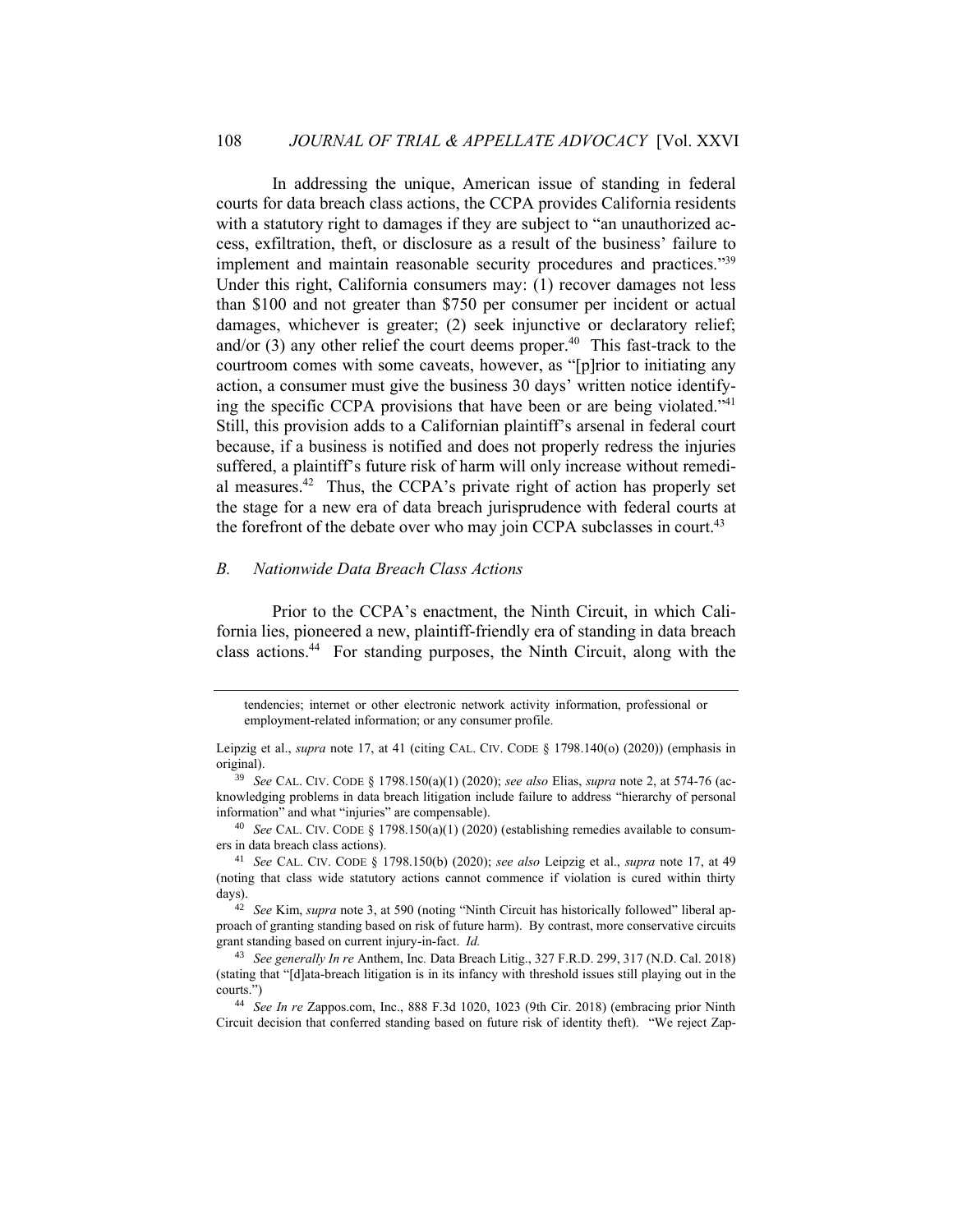In addressing the unique, American issue of standing in federal courts for data breach class actions, the CCPA provides California residents with a statutory right to damages if they are subject to "an unauthorized access, exfiltration, theft, or disclosure as a result of the business' failure to implement and maintain reasonable security procedures and practices."[39] Under this right, California consumers may: (1) recover damages not less than $100 and not greater than $750 per consumer per incident or actual damages, whichever is greater; (2) seek injunctive or declaratory relief; and/or (3) any other relief the court deems proper.[40] This fast-track to the courtroom comes with some caveats, however, as "[p]rior to initiating any action, a consumer must give the business 30 days' written notice identifying the specific CCPA provisions that have been or are being violated."[41] Still, this provision adds to a Californian plaintiff's arsenal in federal court because, if a business is notified and does not properly redress the injuries suffered, a plaintiff's future risk of harm will only increase without remedial measures.[42] Thus, the CCPA's private right of action has properly set the stage for a new era of data breach jurisprudence with federal courts at the forefront of the debate over who may join CCPA subclasses in court.[43]

### *B. Nationwide Data Breach Class Actions*

Prior to the CCPA's enactment, the Ninth Circuit, in which California lies, pioneered a new, plaintiff-friendly era of standing in data breach class actions.[44] For standing purposes, the Ninth Circuit, along with the

---

tendencies; internet or other electronic network activity information, professional or employment-related information; or any consumer profile.

Leipzig et al., *supra* note 17, at 41 (citing CAL. CIV. CODE § 1798.140(o) (2020)) (emphasis in original).

[39] *See* CAL. CIV. CODE § 1798.150(a)(1) (2020); *see also* Elias, *supra* note 2, at 574-76 (acknowledging problems in data breach litigation include failure to address "hierarchy of personal information" and what "injuries" are compensable).

[40] *See* CAL. CIV. CODE § 1798.150(a)(1) (2020) (establishing remedies available to consumers in data breach class actions).

[41] *See* CAL. CIV. CODE § 1798.150(b) (2020); *see also* Leipzig et al., *supra* note 17, at 49 (noting that class wide statutory actions cannot commence if violation is cured within thirty days).

[42] *See* Kim, *supra* note 3, at 590 (noting "Ninth Circuit has historically followed" liberal approach of granting standing based on risk of future harm). By contrast, more conservative circuits grant standing based on current injury-in-fact. *Id.*

[43] *See generally In re* Anthem, Inc. Data Breach Litig., 327 F.R.D. 299, 317 (N.D. Cal. 2018) (stating that "[d]ata-breach litigation is in its infancy with threshold issues still playing out in the courts.")

[44] *See In re* Zappos.com, Inc., 888 F.3d 1020, 1023 (9th Cir. 2018) (embracing prior Ninth Circuit decision that conferred standing based on future risk of identity theft). "We reject Zap-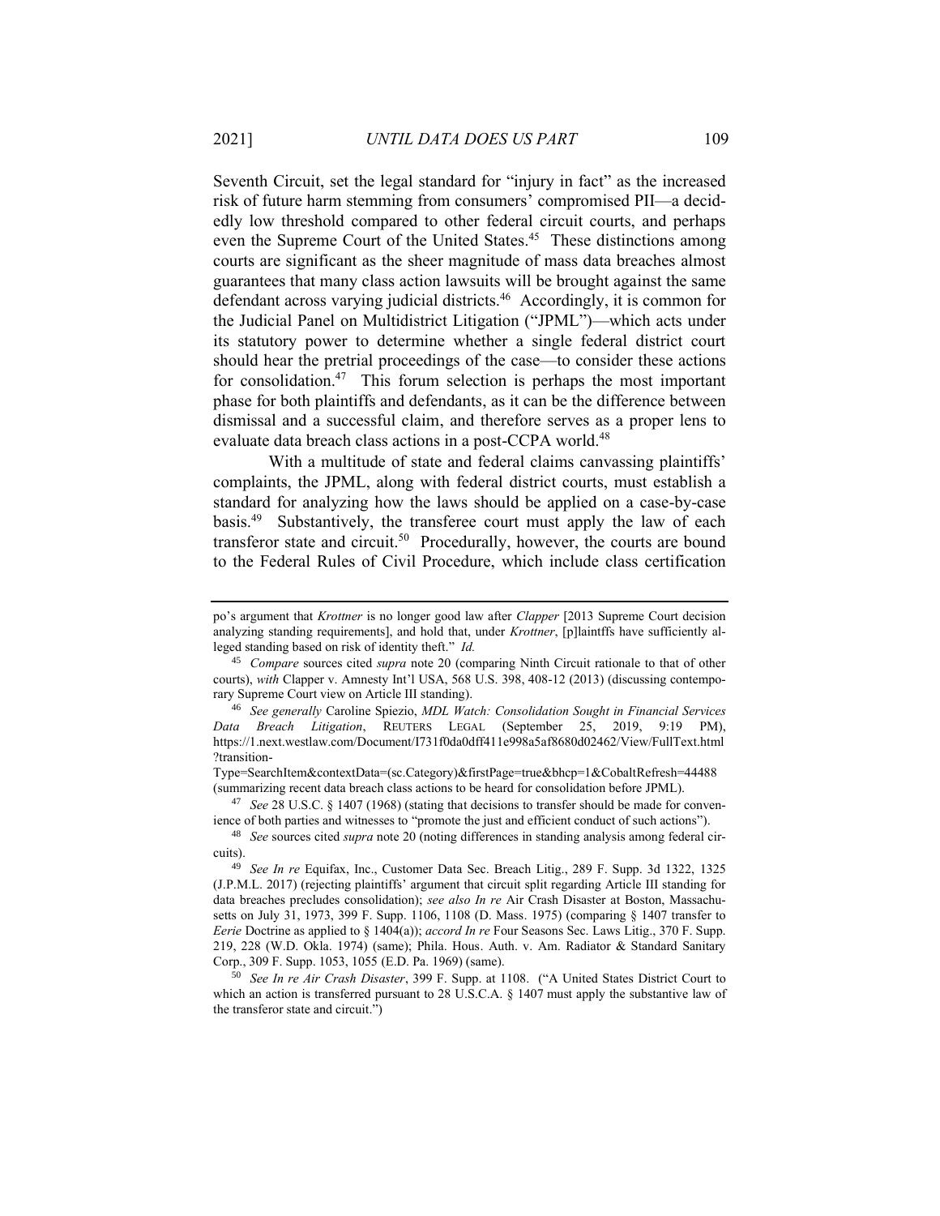Seventh Circuit, set the legal standard for "injury in fact" as the increased risk of future harm stemming from consumers' compromised PII—a decidedly low threshold compared to other federal circuit courts, and perhaps even the Supreme Court of the United States.[45] These distinctions among courts are significant as the sheer magnitude of mass data breaches almost guarantees that many class action lawsuits will be brought against the same defendant across varying judicial districts.[46] Accordingly, it is common for the Judicial Panel on Multidistrict Litigation ("JPML")—which acts under its statutory power to determine whether a single federal district court should hear the pretrial proceedings of the case—to consider these actions for consolidation.[47] This forum selection is perhaps the most important phase for both plaintiffs and defendants, as it can be the difference between dismissal and a successful claim, and therefore serves as a proper lens to evaluate data breach class actions in a post-CCPA world.[48]

With a multitude of state and federal claims canvassing plaintiffs' complaints, the JPML, along with federal district courts, must establish a standard for analyzing how the laws should be applied on a case-by-case basis.[49] Substantively, the transferee court must apply the law of each transferor state and circuit.[50] Procedurally, however, the courts are bound to the Federal Rules of Civil Procedure, which include class certification

---

po's argument that *Krottner* is no longer good law after *Clapper* [2013 Supreme Court decision analyzing standing requirements], and hold that, under *Krottner*, [p]laintiffs have sufficiently alleged standing based on risk of identity theft." *Id.*

[45] *Compare* sources cited *supra* note 20 (comparing Ninth Circuit rationale to that of other courts), *with* Clapper v. Amnesty Int'l USA, 568 U.S. 398, 408-12 (2013) (discussing contemporary Supreme Court view on Article III standing).

[46] *See generally* Caroline Spiezio, *MDL Watch: Consolidation Sought in Financial Services Data Breach Litigation*, REUTERS LEGAL (September 25, 2019, 9:19 PM), https://1.next.westlaw.com/Document/I731f0da0dff411e998a5af8680d02462/View/FullText.html?transitionType=SearchItem&contextData=(sc.Category)&firstPage=true&bhcp=1&CobaltRefresh=44488 (summarizing recent data breach class actions to be heard for consolidation before JPML).

[47] *See* 28 U.S.C. § 1407 (1968) (stating that decisions to transfer should be made for convenience of both parties and witnesses to "promote the just and efficient conduct of such actions").

[48] *See* sources cited *supra* note 20 (noting differences in standing analysis among federal circuits).

[49] *See In re* Equifax, Inc., Customer Data Sec. Breach Litig., 289 F. Supp. 3d 1322, 1325 (J.P.M.L. 2017) (rejecting plaintiffs' argument that circuit split regarding Article III standing for data breaches precludes consolidation); *see also In re* Air Crash Disaster at Boston, Massachusetts on July 31, 1973, 399 F. Supp. 1106, 1108 (D. Mass. 1975) (comparing § 1407 transfer to *Eerie* Doctrine as applied to § 1404(a)); *accord In re* Four Seasons Sec. Laws Litig., 370 F. Supp. 219, 228 (W.D. Okla. 1974) (same); Phila. Hous. Auth. v. Am. Radiator & Standard Sanitary Corp., 309 F. Supp. 1053, 1055 (E.D. Pa. 1969) (same).

[50] *See In re Air Crash Disaster*, 399 F. Supp. at 1108. ("A United States District Court to which an action is transferred pursuant to 28 U.S.C.A. § 1407 must apply the substantive law of the transferor state and circuit.")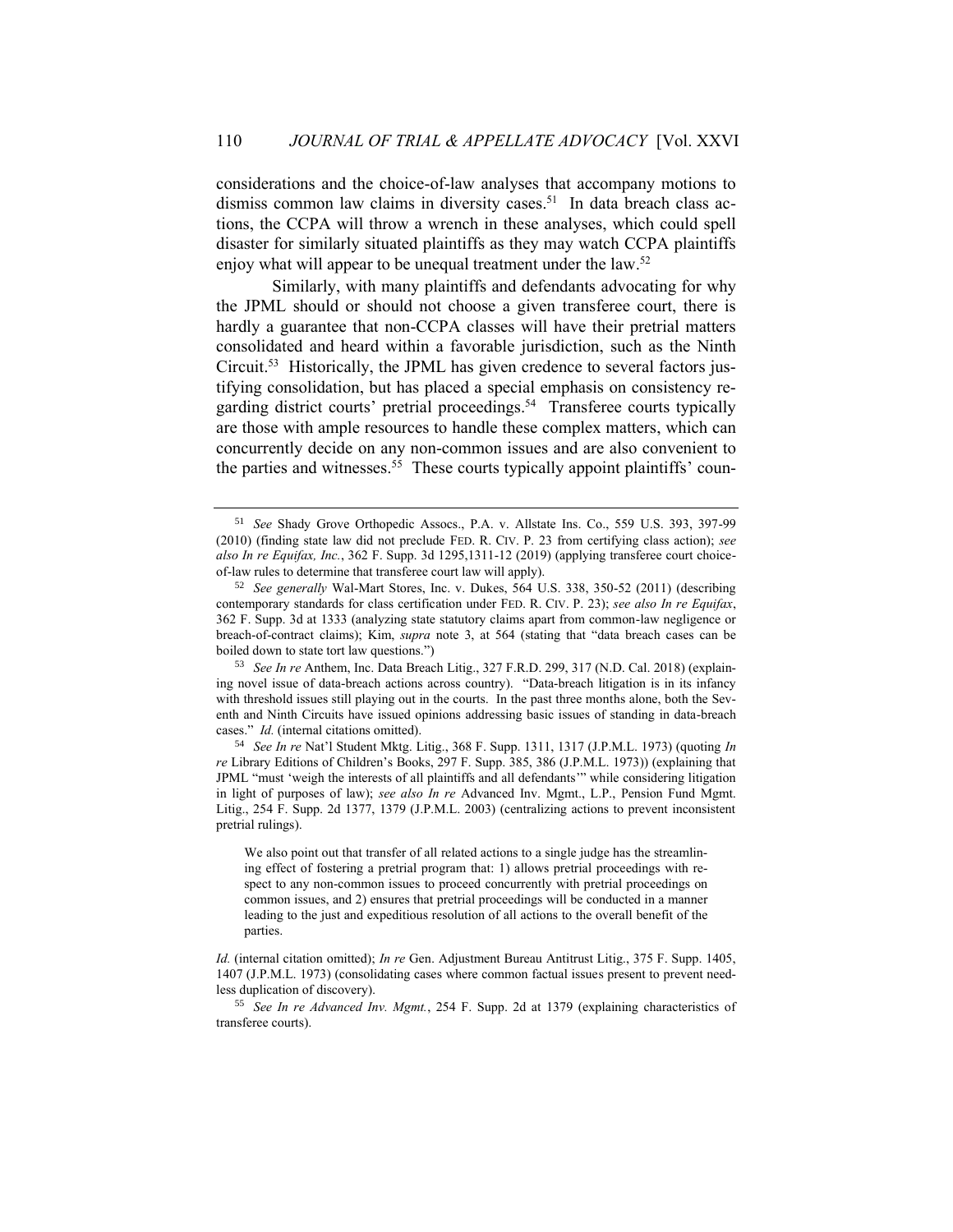considerations and the choice-of-law analyses that accompany motions to dismiss common law claims in diversity cases.[51] In data breach class actions, the CCPA will throw a wrench in these analyses, which could spell disaster for similarly situated plaintiffs as they may watch CCPA plaintiffs enjoy what will appear to be unequal treatment under the law.[52]

Similarly, with many plaintiffs and defendants advocating for why the JPML should or should not choose a given transferee court, there is hardly a guarantee that non-CCPA classes will have their pretrial matters consolidated and heard within a favorable jurisdiction, such as the Ninth Circuit.[53] Historically, the JPML has given credence to several factors justifying consolidation, but has placed a special emphasis on consistency regarding district courts' pretrial proceedings.[54] Transferee courts typically are those with ample resources to handle these complex matters, which can concurrently decide on any non-common issues and are also convenient to the parties and witnesses.[55] These courts typically appoint plaintiffs' coun-

---

[51] *See* Shady Grove Orthopedic Assocs., P.A. v. Allstate Ins. Co., 559 U.S. 393, 397-99 (2010) (finding state law did not preclude FED. R. CIV. P. 23 from certifying class action); *see also In re Equifax, Inc.*, 362 F. Supp. 3d 1295,1311-12 (2019) (applying transferee court choice-of-law rules to determine that transferee court law will apply).

[52] *See generally* Wal-Mart Stores, Inc. v. Dukes, 564 U.S. 338, 350-52 (2011) (describing contemporary standards for class certification under FED. R. CIV. P. 23); *see also In re Equifax*, 362 F. Supp. 3d at 1333 (analyzing state statutory claims apart from common-law negligence or breach-of-contract claims); Kim, *supra* note 3, at 564 (stating that "data breach cases can be boiled down to state tort law questions.")

[53] *See In re* Anthem, Inc. Data Breach Litig., 327 F.R.D. 299, 317 (N.D. Cal. 2018) (explaining novel issue of data-breach actions across country). "Data-breach litigation is in its infancy with threshold issues still playing out in the courts. In the past three months alone, both the Seventh and Ninth Circuits have issued opinions addressing basic issues of standing in data-breach cases." *Id.* (internal citations omitted).

[54] *See In re* Nat'l Student Mktg. Litig., 368 F. Supp. 1311, 1317 (J.P.M.L. 1973) (quoting *In re* Library Editions of Children's Books, 297 F. Supp. 385, 386 (J.P.M.L. 1973)) (explaining that JPML "must 'weigh the interests of all plaintiffs and all defendants'" while considering litigation in light of purposes of law); *see also In re* Advanced Inv. Mgmt., L.P., Pension Fund Mgmt. Litig., 254 F. Supp. 2d 1377, 1379 (J.P.M.L. 2003) (centralizing actions to prevent inconsistent pretrial rulings).

> We also point out that transfer of all related actions to a single judge has the streamlining effect of fostering a pretrial program that: 1) allows pretrial proceedings with respect to any non-common issues to proceed concurrently with pretrial proceedings on common issues, and 2) ensures that pretrial proceedings will be conducted in a manner leading to the just and expeditious resolution of all actions to the overall benefit of the parties.

*Id.* (internal citation omitted); *In re* Gen. Adjustment Bureau Antitrust Litig., 375 F. Supp. 1405, 1407 (J.P.M.L. 1973) (consolidating cases where common factual issues present to prevent needless duplication of discovery).

[55] *See In re Advanced Inv. Mgmt.*, 254 F. Supp. 2d at 1379 (explaining characteristics of transferee courts).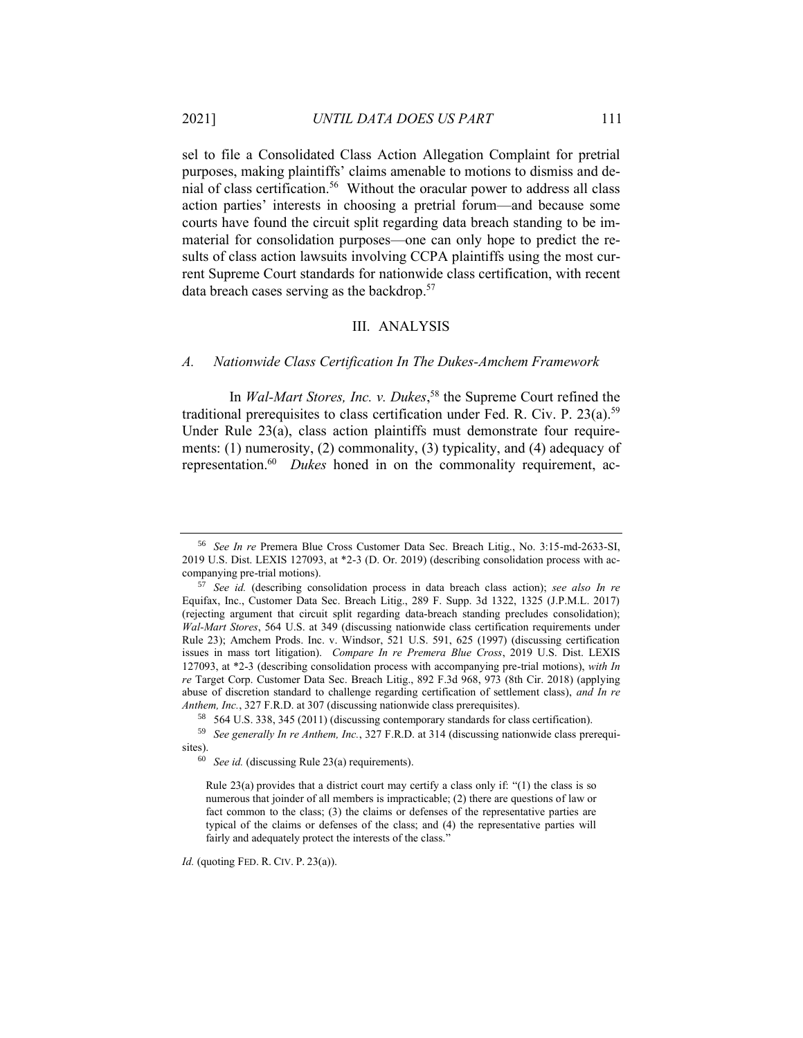sel to file a Consolidated Class Action Allegation Complaint for pretrial purposes, making plaintiffs' claims amenable to motions to dismiss and denial of class certification.[56] Without the oracular power to address all class action parties' interests in choosing a pretrial forum—and because some courts have found the circuit split regarding data breach standing to be immaterial for consolidation purposes—one can only hope to predict the results of class action lawsuits involving CCPA plaintiffs using the most current Supreme Court standards for nationwide class certification, with recent data breach cases serving as the backdrop.[57]

## III. ANALYSIS

### *A. Nationwide Class Certification In The Dukes-Amchem Framework*

In *Wal-Mart Stores, Inc. v. Dukes*,[58] the Supreme Court refined the traditional prerequisites to class certification under Fed. R. Civ. P. 23(a).[59] Under Rule 23(a), class action plaintiffs must demonstrate four requirements: (1) numerosity, (2) commonality, (3) typicality, and (4) adequacy of representation.[60] *Dukes* honed in on the commonality requirement, ac-

---

[56] *See In re* Premera Blue Cross Customer Data Sec. Breach Litig., No. 3:15-md-2633-SI, 2019 U.S. Dist. LEXIS 127093, at *2-3 (D. Or. 2019) (describing consolidation process with accompanying pre-trial motions).

[57] *See id.* (describing consolidation process in data breach class action); *see also In re* Equifax, Inc., Customer Data Sec. Breach Litig., 289 F. Supp. 3d 1322, 1325 (J.P.M.L. 2017) (rejecting argument that circuit split regarding data-breach standing precludes consolidation); *Wal-Mart Stores*, 564 U.S. at 349 (discussing nationwide class certification requirements under Rule 23); Amchem Prods. Inc. v. Windsor, 521 U.S. 591, 625 (1997) (discussing certification issues in mass tort litigation). *Compare In re Premera Blue Cross*, 2019 U.S. Dist. LEXIS 127093, at *2-3 (describing consolidation process with accompanying pre-trial motions), *with In re* Target Corp. Customer Data Sec. Breach Litig., 892 F.3d 968, 973 (8th Cir. 2018) (applying abuse of discretion standard to challenge regarding certification of settlement class), *and In re Anthem, Inc.*, 327 F.R.D. at 307 (discussing nationwide class prerequisites).

[58] 564 U.S. 338, 345 (2011) (discussing contemporary standards for class certification).

[59] *See generally In re Anthem, Inc.*, 327 F.R.D. at 314 (discussing nationwide class prerequisites).

[60] *See id.* (discussing Rule 23(a) requirements).

> Rule 23(a) provides that a district court may certify a class only if: "(1) the class is so numerous that joinder of all members is impracticable; (2) there are questions of law or fact common to the class; (3) the claims or defenses of the representative parties are typical of the claims or defenses of the class; and (4) the representative parties will fairly and adequately protect the interests of the class."

*Id.* (quoting FED. R. CIV. P. 23(a)).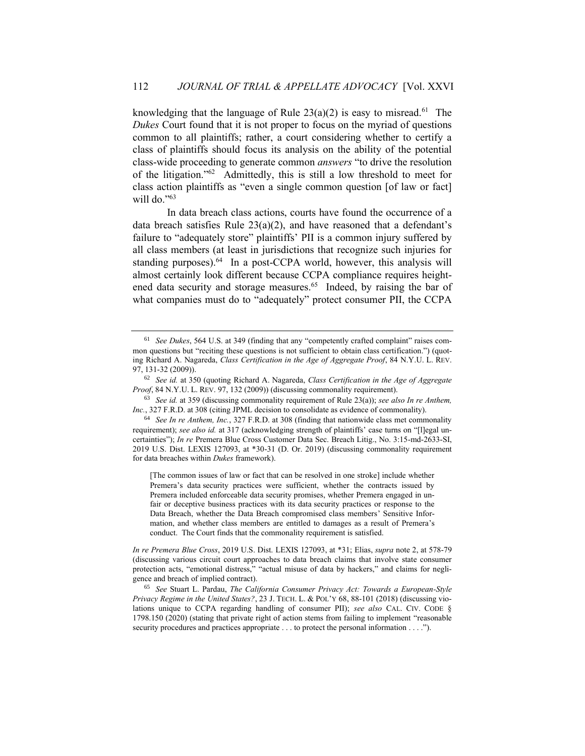knowledging that the language of Rule 23(a)(2) is easy to misread.[61] The *Dukes* Court found that it is not proper to focus on the myriad of questions common to all plaintiffs; rather, a court considering whether to certify a class of plaintiffs should focus its analysis on the ability of the potential class-wide proceeding to generate common *answers* "to drive the resolution of the litigation."[62] Admittedly, this is still a low threshold to meet for class action plaintiffs as "even a single common question [of law or fact] will do."[63]

In data breach class actions, courts have found the occurrence of a data breach satisfies Rule 23(a)(2), and have reasoned that a defendant's failure to "adequately store" plaintiffs' PII is a common injury suffered by all class members (at least in jurisdictions that recognize such injuries for standing purposes).[64] In a post-CCPA world, however, this analysis will almost certainly look different because CCPA compliance requires heightened data security and storage measures.[65] Indeed, by raising the bar of what companies must do to "adequately" protect consumer PII, the CCPA

---

[61] *See Dukes*, 564 U.S. at 349 (finding that any "competently crafted complaint" raises common questions but "reciting these questions is not sufficient to obtain class certification.") (quoting Richard A. Nagareda, *Class Certification in the Age of Aggregate Proof*, 84 N.Y.U. L. REV. 97, 131-32 (2009)).

[62] *See id.* at 350 (quoting Richard A. Nagareda, *Class Certification in the Age of Aggregate Proof*, 84 N.Y.U. L. REV. 97, 132 (2009)) (discussing commonality requirement).

[63] *See id.* at 359 (discussing commonality requirement of Rule 23(a)); *see also In re Anthem, Inc.*, 327 F.R.D. at 308 (citing JPML decision to consolidate as evidence of commonality).

[64] *See In re Anthem, Inc.*, 327 F.R.D. at 308 (finding that nationwide class met commonality requirement); *see also id.* at 317 (acknowledging strength of plaintiffs' case turns on "[l]egal uncertainties"); *In re* Premera Blue Cross Customer Data Sec. Breach Litig., No. 3:15-md-2633-SI, 2019 U.S. Dist. LEXIS 127093, at *30-31 (D. Or. 2019) (discussing commonality requirement for data breaches within *Dukes* framework).

> [The common issues of law or fact that can be resolved in one stroke] include whether Premera's data security practices were sufficient, whether the contracts issued by Premera included enforceable data security promises, whether Premera engaged in unfair or deceptive business practices with its data security practices or response to the Data Breach, whether the Data Breach compromised class members' Sensitive Information, and whether class members are entitled to damages as a result of Premera's conduct. The Court finds that the commonality requirement is satisfied.

*In re Premera Blue Cross*, 2019 U.S. Dist. LEXIS 127093, at *31; Elias, *supra* note 2, at 578-79 (discussing various circuit court approaches to data breach claims that involve state consumer protection acts, "emotional distress," "actual misuse of data by hackers," and claims for negligence and breach of implied contract).

[65] *See* Stuart L. Pardau, *The California Consumer Privacy Act: Towards a European-Style Privacy Regime in the United States?*, 23 J. TECH. L. & POL'Y 68, 88-101 (2018) (discussing violations unique to CCPA regarding handling of consumer PII); *see also* CAL. CIV. CODE § 1798.150 (2020) (stating that private right of action stems from failing to implement "reasonable security procedures and practices appropriate . . . to protect the personal information . . . .").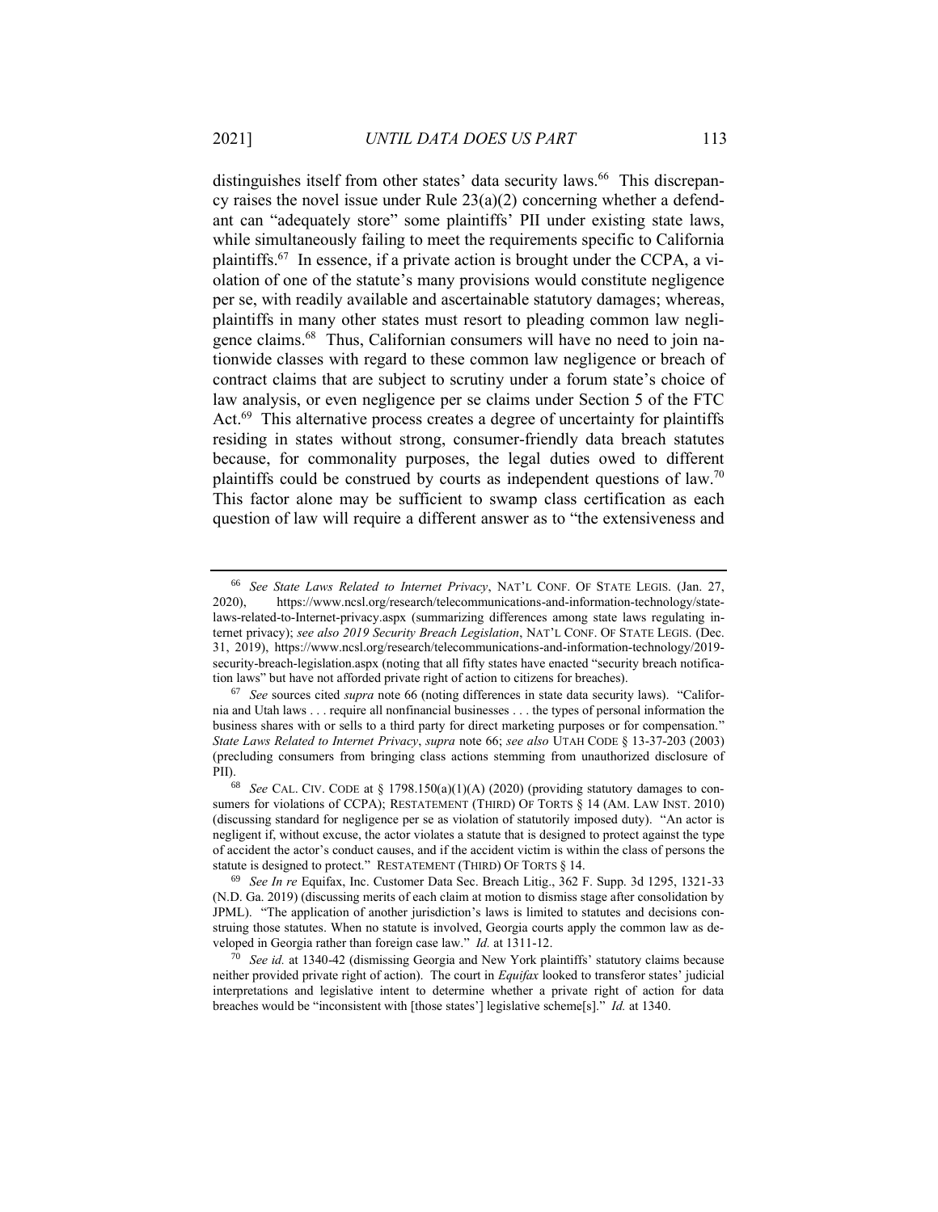distinguishes itself from other states' data security laws.[66] This discrepancy raises the novel issue under Rule 23(a)(2) concerning whether a defendant can "adequately store" some plaintiffs' PII under existing state laws, while simultaneously failing to meet the requirements specific to California plaintiffs.[67] In essence, if a private action is brought under the CCPA, a violation of one of the statute's many provisions would constitute negligence per se, with readily available and ascertainable statutory damages; whereas, plaintiffs in many other states must resort to pleading common law negligence claims.[68] Thus, Californian consumers will have no need to join nationwide classes with regard to these common law negligence or breach of contract claims that are subject to scrutiny under a forum state's choice of law analysis, or even negligence per se claims under Section 5 of the FTC Act.[69] This alternative process creates a degree of uncertainty for plaintiffs residing in states without strong, consumer-friendly data breach statutes because, for commonality purposes, the legal duties owed to different plaintiffs could be construed by courts as independent questions of law.[70] This factor alone may be sufficient to swamp class certification as each question of law will require a different answer as to "the extensiveness and

---

[66] *See State Laws Related to Internet Privacy*, NAT'L CONF. OF STATE LEGIS. (Jan. 27, 2020), https://www.ncsl.org/research/telecommunications-and-information-technology/state-laws-related-to-Internet-privacy.aspx (summarizing differences among state laws regulating internet privacy); *see also 2019 Security Breach Legislation*, NAT'L CONF. OF STATE LEGIS. (Dec. 31, 2019), https://www.ncsl.org/research/telecommunications-and-information-technology/2019-security-breach-legislation.aspx (noting that all fifty states have enacted "security breach notification laws" but have not afforded private right of action to citizens for breaches).

[67] *See* sources cited *supra* note 66 (noting differences in state data security laws). "California and Utah laws . . . require all nonfinancial businesses . . . the types of personal information the business shares with or sells to a third party for direct marketing purposes or for compensation." *State Laws Related to Internet Privacy*, *supra* note 66; *see also* UTAH CODE § 13-37-203 (2003) (precluding consumers from bringing class actions stemming from unauthorized disclosure of PII).

[68] *See* CAL. CIV. CODE at § 1798.150(a)(1)(A) (2020) (providing statutory damages to consumers for violations of CCPA); RESTATEMENT (THIRD) OF TORTS § 14 (AM. LAW INST. 2010) (discussing standard for negligence per se as violation of statutorily imposed duty). "An actor is negligent if, without excuse, the actor violates a statute that is designed to protect against the type of accident the actor's conduct causes, and if the accident victim is within the class of persons the statute is designed to protect." RESTATEMENT (THIRD) OF TORTS § 14.

[69] *See In re* Equifax, Inc. Customer Data Sec. Breach Litig., 362 F. Supp. 3d 1295, 1321-33 (N.D. Ga. 2019) (discussing merits of each claim at motion to dismiss stage after consolidation by JPML). "The application of another jurisdiction's laws is limited to statutes and decisions construing those statutes. When no statute is involved, Georgia courts apply the common law as developed in Georgia rather than foreign case law." *Id.* at 1311-12.

[70] *See id.* at 1340-42 (dismissing Georgia and New York plaintiffs' statutory claims because neither provided private right of action). The court in *Equifax* looked to transferor states' judicial interpretations and legislative intent to determine whether a private right of action for data breaches would be "inconsistent with [those states'] legislative scheme[s]." *Id.* at 1340.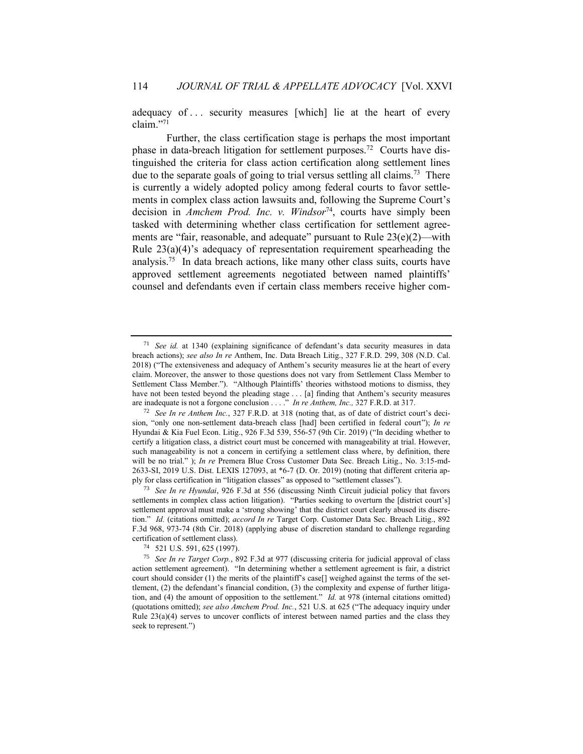adequacy of . . . security measures [which] lie at the heart of every claim."[71]

Further, the class certification stage is perhaps the most important phase in data-breach litigation for settlement purposes.[72] Courts have distinguished the criteria for class action certification along settlement lines due to the separate goals of going to trial versus settling all claims.[73] There is currently a widely adopted policy among federal courts to favor settlements in complex class action lawsuits and, following the Supreme Court's decision in *Amchem Prod. Inc. v. Windsor*[74], courts have simply been tasked with determining whether class certification for settlement agreements are "fair, reasonable, and adequate" pursuant to Rule 23(e)(2)—with Rule 23(a)(4)'s adequacy of representation requirement spearheading the analysis.[75] In data breach actions, like many other class suits, courts have approved settlement agreements negotiated between named plaintiffs' counsel and defendants even if certain class members receive higher com-

---

[71] *See id.* at 1340 (explaining significance of defendant's data security measures in data breach actions); *see also In re* Anthem, Inc. Data Breach Litig., 327 F.R.D. 299, 308 (N.D. Cal. 2018) ("The extensiveness and adequacy of Anthem's security measures lie at the heart of every claim. Moreover, the answer to those questions does not vary from Settlement Class Member to Settlement Class Member."). "Although Plaintiffs' theories withstood motions to dismiss, they have not been tested beyond the pleading stage . . . [a] finding that Anthem's security measures are inadequate is not a forgone conclusion . . . ." *In re Anthem, Inc.,* 327 F.R.D. at 317.

[72] *See In re Anthem Inc.*, 327 F.R.D. at 318 (noting that, as of date of district court's decision, "only one non-settlement data-breach class [had] been certified in federal court"); *In re* Hyundai & Kia Fuel Econ. Litig., 926 F.3d 539, 556-57 (9th Cir. 2019) ("In deciding whether to certify a litigation class, a district court must be concerned with manageability at trial. However, such manageability is not a concern in certifying a settlement class where, by definition, there will be no trial." ); *In re* Premera Blue Cross Customer Data Sec. Breach Litig., No. 3:15-md-2633-SI, 2019 U.S. Dist. LEXIS 127093, at *6-7 (D. Or. 2019) (noting that different criteria apply for class certification in "litigation classes" as opposed to "settlement classes").

[73] *See In re Hyundai*, 926 F.3d at 556 (discussing Ninth Circuit judicial policy that favors settlements in complex class action litigation). "Parties seeking to overturn the [district court's] settlement approval must make a 'strong showing' that the district court clearly abused its discretion." *Id.* (citations omitted); *accord In re* Target Corp. Customer Data Sec. Breach Litig., 892 F.3d 968, 973-74 (8th Cir. 2018) (applying abuse of discretion standard to challenge regarding certification of settlement class).

[74] 521 U.S. 591, 625 (1997).

[75] *See In re Target Corp.*, 892 F.3d at 977 (discussing criteria for judicial approval of class action settlement agreement). "In determining whether a settlement agreement is fair, a district court should consider (1) the merits of the plaintiff's case[] weighed against the terms of the settlement, (2) the defendant's financial condition, (3) the complexity and expense of further litigation, and (4) the amount of opposition to the settlement." *Id.* at 978 (internal citations omitted) (quotations omitted); *see also Amchem Prod. Inc.*, 521 U.S. at 625 ("The adequacy inquiry under Rule 23(a)(4) serves to uncover conflicts of interest between named parties and the class they seek to represent.")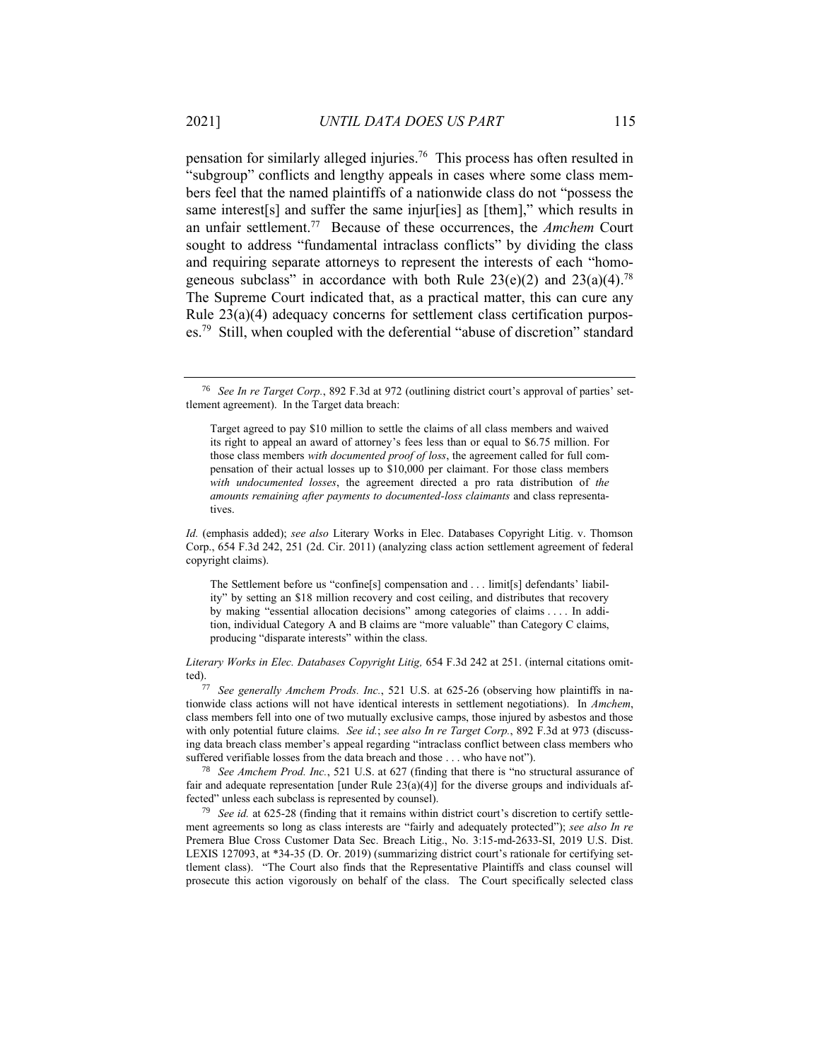pensation for similarly alleged injuries.[76] This process has often resulted in "subgroup" conflicts and lengthy appeals in cases where some class members feel that the named plaintiffs of a nationwide class do not "possess the same interest[s] and suffer the same injur[ies] as [them]," which results in an unfair settlement.[77] Because of these occurrences, the *Amchem* Court sought to address "fundamental intraclass conflicts" by dividing the class and requiring separate attorneys to represent the interests of each "homogeneous subclass" in accordance with both Rule 23(e)(2) and 23(a)(4).[78] The Supreme Court indicated that, as a practical matter, this can cure any Rule 23(a)(4) adequacy concerns for settlement class certification purposes.[79] Still, when coupled with the deferential "abuse of discretion" standard

---

[76] *See In re Target Corp.*, 892 F.3d at 972 (outlining district court's approval of parties' settlement agreement). In the Target data breach:

> Target agreed to pay $10 million to settle the claims of all class members and waived its right to appeal an award of attorney's fees less than or equal to $6.75 million. For those class members *with documented proof of loss*, the agreement called for full compensation of their actual losses up to $10,000 per claimant. For those class members *with undocumented losses*, the agreement directed a pro rata distribution of *the amounts remaining after payments to documented-loss claimants* and class representatives.

*Id.* (emphasis added); *see also* Literary Works in Elec. Databases Copyright Litig. v. Thomson Corp., 654 F.3d 242, 251 (2d. Cir. 2011) (analyzing class action settlement agreement of federal copyright claims).

> The Settlement before us "confine[s] compensation and . . . limit[s] defendants' liability" by setting an $18 million recovery and cost ceiling, and distributes that recovery by making "essential allocation decisions" among categories of claims . . . . In addition, individual Category A and B claims are "more valuable" than Category C claims, producing "disparate interests" within the class.

*Literary Works in Elec. Databases Copyright Litig,* 654 F.3d 242 at 251. (internal citations omitted).

[77] *See generally Amchem Prods. Inc.*, 521 U.S. at 625-26 (observing how plaintiffs in nationwide class actions will not have identical interests in settlement negotiations). In *Amchem*, class members fell into one of two mutually exclusive camps, those injured by asbestos and those with only potential future claims. *See id.*; *see also In re Target Corp.*, 892 F.3d at 973 (discussing data breach class member's appeal regarding "intraclass conflict between class members who suffered verifiable losses from the data breach and those . . . who have not").

[78] *See Amchem Prod. Inc.*, 521 U.S. at 627 (finding that there is "no structural assurance of fair and adequate representation [under Rule 23(a)(4)] for the diverse groups and individuals affected" unless each subclass is represented by counsel).

[79] *See id.* at 625-28 (finding that it remains within district court's discretion to certify settlement agreements so long as class interests are "fairly and adequately protected"); *see also In re* Premera Blue Cross Customer Data Sec. Breach Litig., No. 3:15-md-2633-SI, 2019 U.S. Dist. LEXIS 127093, at *34-35 (D. Or. 2019) (summarizing district court's rationale for certifying settlement class). "The Court also finds that the Representative Plaintiffs and class counsel will prosecute this action vigorously on behalf of the class. The Court specifically selected class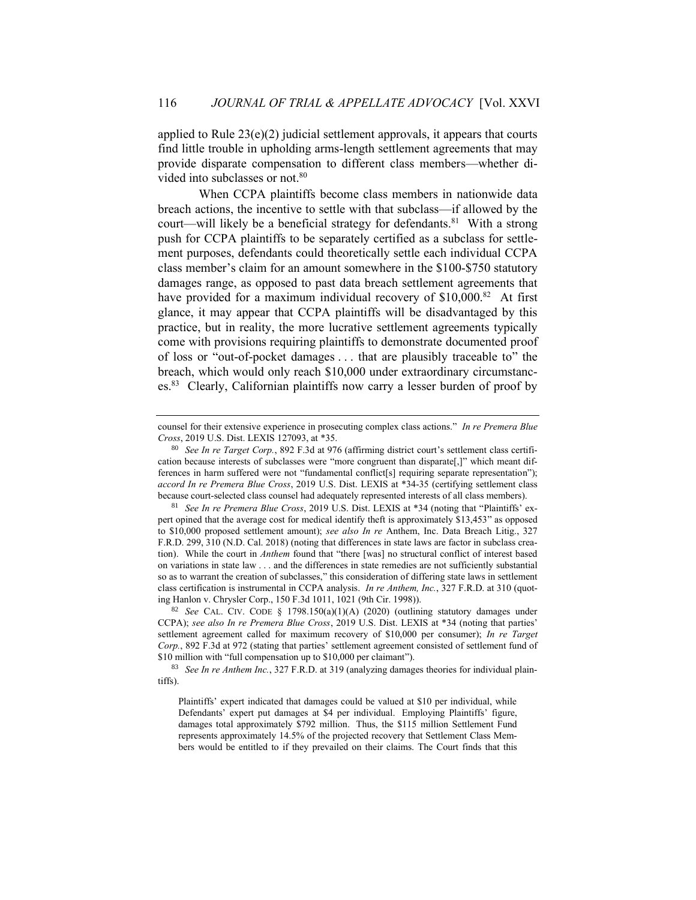applied to Rule 23(e)(2) judicial settlement approvals, it appears that courts find little trouble in upholding arms-length settlement agreements that may provide disparate compensation to different class members—whether divided into subclasses or not.[80]

When CCPA plaintiffs become class members in nationwide data breach actions, the incentive to settle with that subclass—if allowed by the court—will likely be a beneficial strategy for defendants.[81] With a strong push for CCPA plaintiffs to be separately certified as a subclass for settlement purposes, defendants could theoretically settle each individual CCPA class member's claim for an amount somewhere in the $100-$750 statutory damages range, as opposed to past data breach settlement agreements that have provided for a maximum individual recovery of $10,000.[82] At first glance, it may appear that CCPA plaintiffs will be disadvantaged by this practice, but in reality, the more lucrative settlement agreements typically come with provisions requiring plaintiffs to demonstrate documented proof of loss or "out-of-pocket damages . . . that are plausibly traceable to" the breach, which would only reach $10,000 under extraordinary circumstances.[83] Clearly, Californian plaintiffs now carry a lesser burden of proof by

---

counsel for their extensive experience in prosecuting complex class actions." *In re Premera Blue Cross*, 2019 U.S. Dist. LEXIS 127093, at *35.

[80] *See In re Target Corp.*, 892 F.3d at 976 (affirming district court's settlement class certification because interests of subclasses were "more congruent than disparate[,]" which meant differences in harm suffered were not "fundamental conflict[s] requiring separate representation"); *accord In re Premera Blue Cross*, 2019 U.S. Dist. LEXIS at *34-35 (certifying settlement class because court-selected class counsel had adequately represented interests of all class members).

[81] *See In re Premera Blue Cross*, 2019 U.S. Dist. LEXIS at *34 (noting that "Plaintiffs' expert opined that the average cost for medical identify theft is approximately $13,453" as opposed to $10,000 proposed settlement amount); *see also In re* Anthem, Inc. Data Breach Litig., 327 F.R.D. 299, 310 (N.D. Cal. 2018) (noting that differences in state laws are factor in subclass creation). While the court in *Anthem* found that "there [was] no structural conflict of interest based on variations in state law . . . and the differences in state remedies are not sufficiently substantial so as to warrant the creation of subclasses," this consideration of differing state laws in settlement class certification is instrumental in CCPA analysis. *In re Anthem, Inc.*, 327 F.R.D. at 310 (quoting Hanlon v. Chrysler Corp., 150 F.3d 1011, 1021 (9th Cir. 1998)).

[82] *See* CAL. CIV. CODE § 1798.150(a)(1)(A) (2020) (outlining statutory damages under CCPA); *see also In re Premera Blue Cross*, 2019 U.S. Dist. LEXIS at *34 (noting that parties' settlement agreement called for maximum recovery of $10,000 per consumer); *In re Target Corp.*, 892 F.3d at 972 (stating that parties' settlement agreement consisted of settlement fund of $10 million with "full compensation up to $10,000 per claimant").

[83] *See In re Anthem Inc.*, 327 F.R.D. at 319 (analyzing damages theories for individual plaintiffs).

> Plaintiffs' expert indicated that damages could be valued at $10 per individual, while Defendants' expert put damages at $4 per individual. Employing Plaintiffs' figure, damages total approximately $792 million. Thus, the $115 million Settlement Fund represents approximately 14.5% of the projected recovery that Settlement Class Members would be entitled to if they prevailed on their claims. The Court finds that this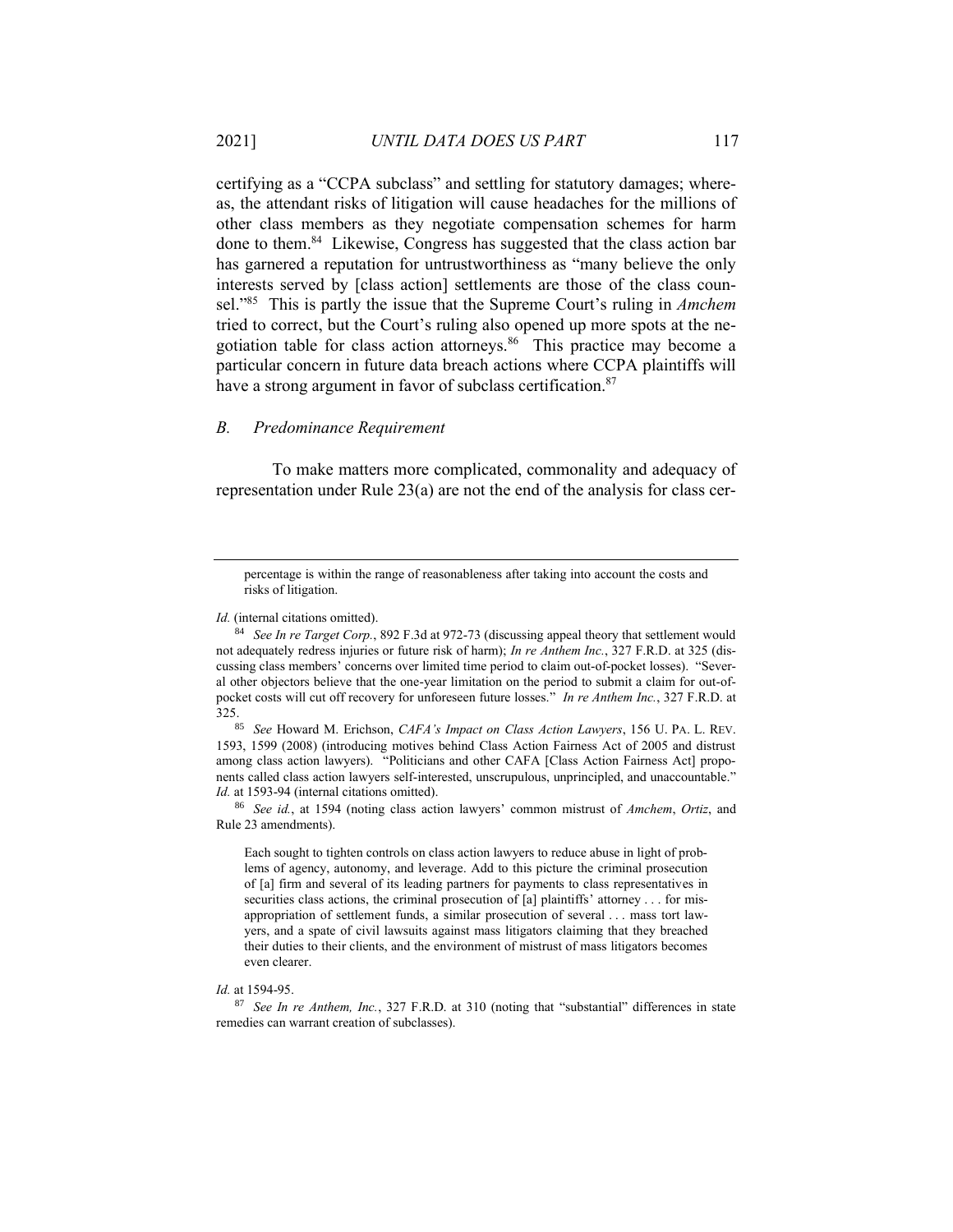certifying as a "CCPA subclass" and settling for statutory damages; whereas, the attendant risks of litigation will cause headaches for the millions of other class members as they negotiate compensation schemes for harm done to them.[84] Likewise, Congress has suggested that the class action bar has garnered a reputation for untrustworthiness as "many believe the only interests served by [class action] settlements are those of the class counsel."[85] This is partly the issue that the Supreme Court's ruling in *Amchem* tried to correct, but the Court's ruling also opened up more spots at the negotiation table for class action attorneys.[86] This practice may become a particular concern in future data breach actions where CCPA plaintiffs will have a strong argument in favor of subclass certification.[87]

### *B. Predominance Requirement*

To make matters more complicated, commonality and adequacy of representation under Rule 23(a) are not the end of the analysis for class cer-

---

> percentage is within the range of reasonableness after taking into account the costs and risks of litigation.

*Id.* (internal citations omitted).

[84] *See In re Target Corp.*, 892 F.3d at 972-73 (discussing appeal theory that settlement would not adequately redress injuries or future risk of harm); *In re Anthem Inc.*, 327 F.R.D. at 325 (discussing class members' concerns over limited time period to claim out-of-pocket losses). "Several other objectors believe that the one-year limitation on the period to submit a claim for out-of-pocket costs will cut off recovery for unforeseen future losses." *In re Anthem Inc.*, 327 F.R.D. at 325.

[85] *See* Howard M. Erichson, *CAFA's Impact on Class Action Lawyers*, 156 U. PA. L. REV. 1593, 1599 (2008) (introducing motives behind Class Action Fairness Act of 2005 and distrust among class action lawyers). "Politicians and other CAFA [Class Action Fairness Act] proponents called class action lawyers self-interested, unscrupulous, unprincipled, and unaccountable." *Id.* at 1593-94 (internal citations omitted).

[86] *See id.*, at 1594 (noting class action lawyers' common mistrust of *Amchem*, *Ortiz*, and Rule 23 amendments).

> Each sought to tighten controls on class action lawyers to reduce abuse in light of problems of agency, autonomy, and leverage. Add to this picture the criminal prosecution of [a] firm and several of its leading partners for payments to class representatives in securities class actions, the criminal prosecution of [a] plaintiffs' attorney . . . for misappropriation of settlement funds, a similar prosecution of several . . . mass tort lawyers, and a spate of civil lawsuits against mass litigators claiming that they breached their duties to their clients, and the environment of mistrust of mass litigators becomes even clearer.

*Id.* at 1594-95.

[87] *See In re Anthem, Inc.*, 327 F.R.D. at 310 (noting that "substantial" differences in state remedies can warrant creation of subclasses).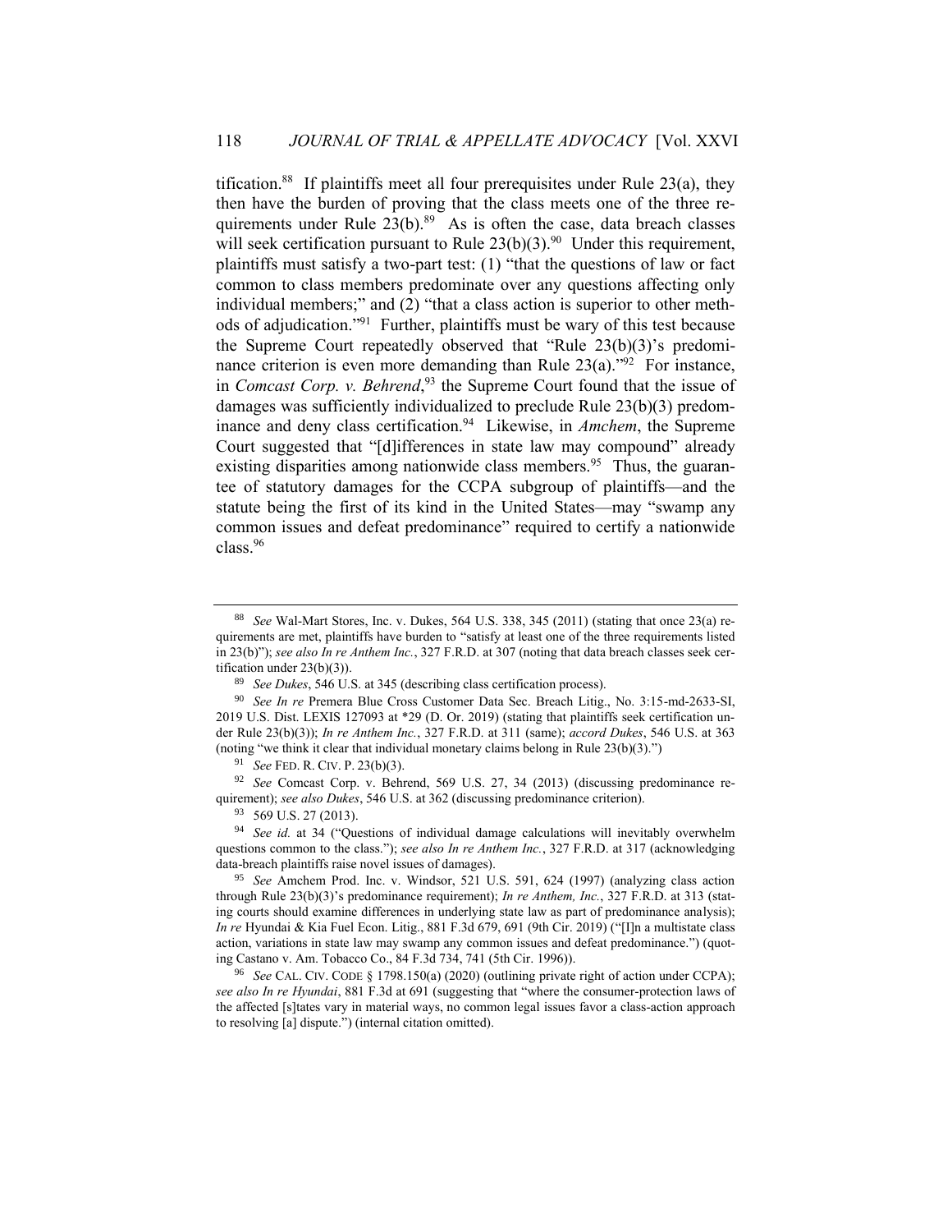tification.[88] If plaintiffs meet all four prerequisites under Rule 23(a), they then have the burden of proving that the class meets one of the three requirements under Rule 23(b).[89] As is often the case, data breach classes will seek certification pursuant to Rule 23(b)(3).[90] Under this requirement, plaintiffs must satisfy a two-part test: (1) "that the questions of law or fact common to class members predominate over any questions affecting only individual members;" and (2) "that a class action is superior to other methods of adjudication."[91] Further, plaintiffs must be wary of this test because the Supreme Court repeatedly observed that "Rule 23(b)(3)'s predominance criterion is even more demanding than Rule 23(a)."[92] For instance, in *Comcast Corp. v. Behrend*,[93] the Supreme Court found that the issue of damages was sufficiently individualized to preclude Rule 23(b)(3) predominance and deny class certification.[94] Likewise, in *Amchem*, the Supreme Court suggested that "[d]ifferences in state law may compound" already existing disparities among nationwide class members.[95] Thus, the guarantee of statutory damages for the CCPA subgroup of plaintiffs—and the statute being the first of its kind in the United States—may "swamp any common issues and defeat predominance" required to certify a nationwide class.[96]

---

[88] *See* Wal-Mart Stores, Inc. v. Dukes, 564 U.S. 338, 345 (2011) (stating that once 23(a) requirements are met, plaintiffs have burden to "satisfy at least one of the three requirements listed in 23(b)"); *see also In re Anthem Inc.*, 327 F.R.D. at 307 (noting that data breach classes seek certification under 23(b)(3)).

[89] *See Dukes*, 546 U.S. at 345 (describing class certification process).

[90] *See In re* Premera Blue Cross Customer Data Sec. Breach Litig., No. 3:15-md-2633-SI, 2019 U.S. Dist. LEXIS 127093 at *29 (D. Or. 2019) (stating that plaintiffs seek certification under Rule 23(b)(3)); *In re Anthem Inc.*, 327 F.R.D. at 311 (same); *accord Dukes*, 546 U.S. at 363 (noting "we think it clear that individual monetary claims belong in Rule 23(b)(3).")

[91] *See* FED. R. CIV. P. 23(b)(3).

[92] *See* Comcast Corp. v. Behrend, 569 U.S. 27, 34 (2013) (discussing predominance requirement); *see also Dukes*, 546 U.S. at 362 (discussing predominance criterion).

[93] 569 U.S. 27 (2013).

[94] *See id.* at 34 ("Questions of individual damage calculations will inevitably overwhelm questions common to the class."); *see also In re Anthem Inc.*, 327 F.R.D. at 317 (acknowledging data-breach plaintiffs raise novel issues of damages).

[95] *See* Amchem Prod. Inc. v. Windsor, 521 U.S. 591, 624 (1997) (analyzing class action through Rule 23(b)(3)'s predominance requirement); *In re Anthem, Inc.*, 327 F.R.D. at 313 (stating courts should examine differences in underlying state law as part of predominance analysis); *In re* Hyundai & Kia Fuel Econ. Litig., 881 F.3d 679, 691 (9th Cir. 2019) ("[I]n a multistate class action, variations in state law may swamp any common issues and defeat predominance.") (quoting Castano v. Am. Tobacco Co., 84 F.3d 734, 741 (5th Cir. 1996)).

[96] *See* CAL. CIV. CODE § 1798.150(a) (2020) (outlining private right of action under CCPA); *see also In re Hyundai*, 881 F.3d at 691 (suggesting that "where the consumer-protection laws of the affected [s]tates vary in material ways, no common legal issues favor a class-action approach to resolving [a] dispute.") (internal citation omitted).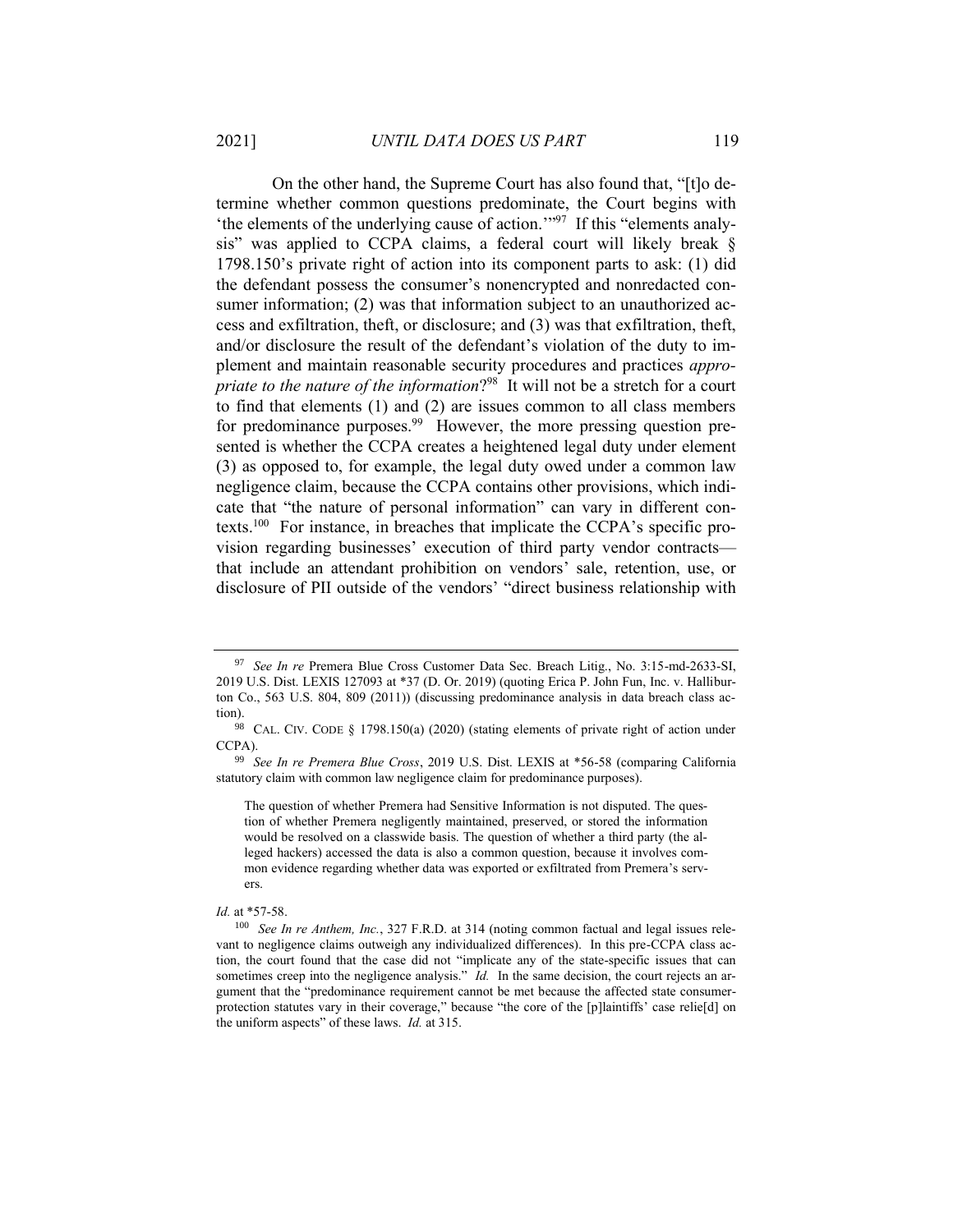On the other hand, the Supreme Court has also found that, "[t]o determine whether common questions predominate, the Court begins with 'the elements of the underlying cause of action.'"[97] If this "elements analysis" was applied to CCPA claims, a federal court will likely break § 1798.150's private right of action into its component parts to ask: (1) did the defendant possess the consumer's nonencrypted and nonredacted consumer information; (2) was that information subject to an unauthorized access and exfiltration, theft, or disclosure; and (3) was that exfiltration, theft, and/or disclosure the result of the defendant's violation of the duty to implement and maintain reasonable security procedures and practices *appropriate to the nature of the information*?[98] It will not be a stretch for a court to find that elements (1) and (2) are issues common to all class members for predominance purposes.[99] However, the more pressing question presented is whether the CCPA creates a heightened legal duty under element (3) as opposed to, for example, the legal duty owed under a common law negligence claim, because the CCPA contains other provisions, which indicate that "the nature of personal information" can vary in different contexts.[100] For instance, in breaches that implicate the CCPA's specific provision regarding businesses' execution of third party vendor contracts—that include an attendant prohibition on vendors' sale, retention, use, or disclosure of PII outside of the vendors' "direct business relationship with

---

[97] *See In re* Premera Blue Cross Customer Data Sec. Breach Litig., No. 3:15-md-2633-SI, 2019 U.S. Dist. LEXIS 127093 at *37 (D. Or. 2019) (quoting Erica P. John Fun, Inc. v. Halliburton Co., 563 U.S. 804, 809 (2011)) (discussing predominance analysis in data breach class action).

[98] CAL. CIV. CODE § 1798.150(a) (2020) (stating elements of private right of action under CCPA).

[99] *See In re Premera Blue Cross*, 2019 U.S. Dist. LEXIS at *56-58 (comparing California statutory claim with common law negligence claim for predominance purposes).

> The question of whether Premera had Sensitive Information is not disputed. The question of whether Premera negligently maintained, preserved, or stored the information would be resolved on a classwide basis. The question of whether a third party (the alleged hackers) accessed the data is also a common question, because it involves common evidence regarding whether data was exported or exfiltrated from Premera's servers.

*Id.* at *57-58.

[100] *See In re Anthem, Inc.*, 327 F.R.D. at 314 (noting common factual and legal issues relevant to negligence claims outweigh any individualized differences). In this pre-CCPA class action, the court found that the case did not "implicate any of the state-specific issues that can sometimes creep into the negligence analysis." *Id.* In the same decision, the court rejects an argument that the "predominance requirement cannot be met because the affected state consumer-protection statutes vary in their coverage," because "the core of the [p]laintiffs' case relie[d] on the uniform aspects" of these laws. *Id.* at 315.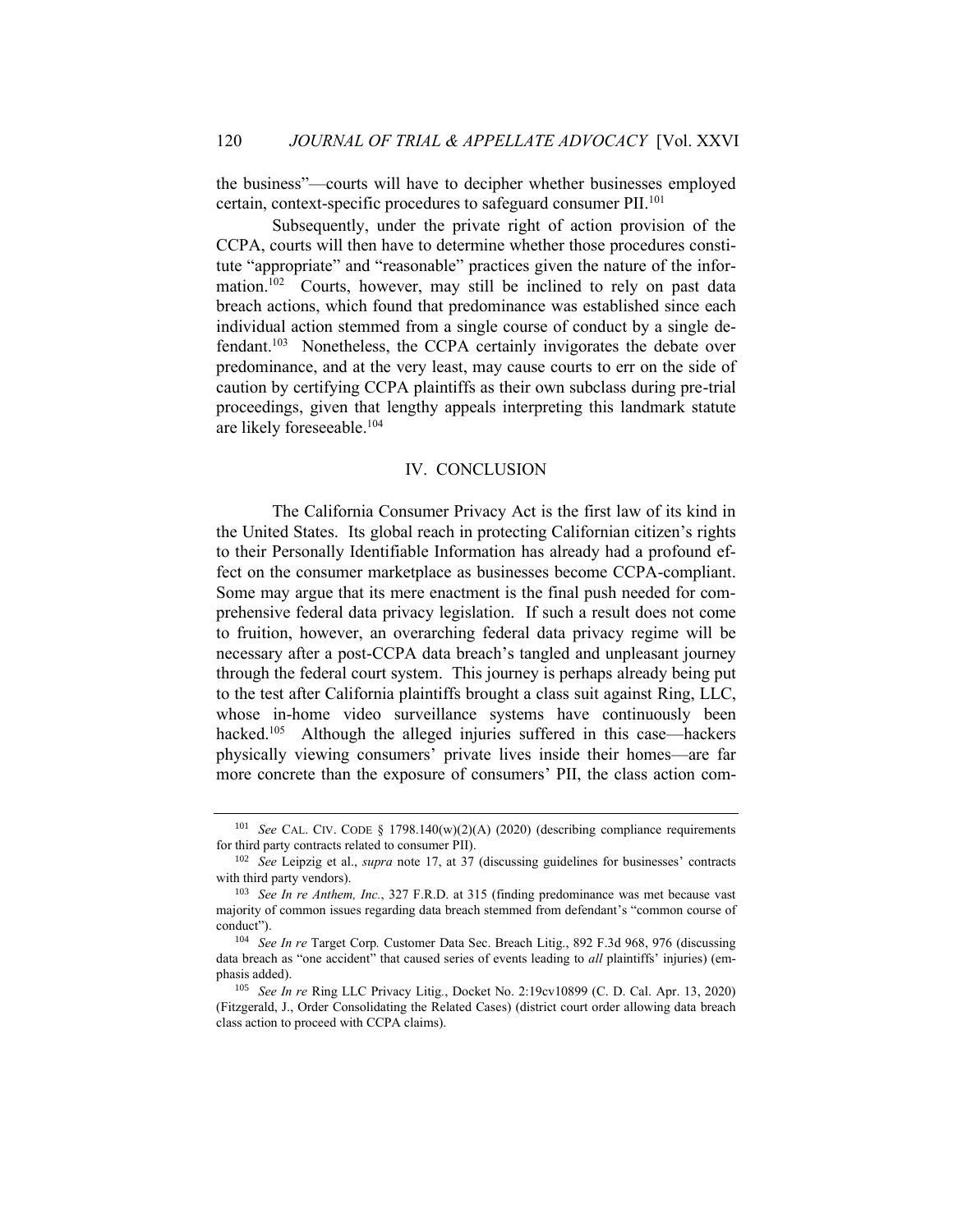the business"—courts will have to decipher whether businesses employed certain, context-specific procedures to safeguard consumer PII.[101]

Subsequently, under the private right of action provision of the CCPA, courts will then have to determine whether those procedures constitute "appropriate" and "reasonable" practices given the nature of the information.[102] Courts, however, may still be inclined to rely on past data breach actions, which found that predominance was established since each individual action stemmed from a single course of conduct by a single defendant.[103] Nonetheless, the CCPA certainly invigorates the debate over predominance, and at the very least, may cause courts to err on the side of caution by certifying CCPA plaintiffs as their own subclass during pre-trial proceedings, given that lengthy appeals interpreting this landmark statute are likely foreseeable.[104]

## IV. CONCLUSION

The California Consumer Privacy Act is the first law of its kind in the United States. Its global reach in protecting Californian citizen's rights to their Personally Identifiable Information has already had a profound effect on the consumer marketplace as businesses become CCPA-compliant. Some may argue that its mere enactment is the final push needed for comprehensive federal data privacy legislation. If such a result does not come to fruition, however, an overarching federal data privacy regime will be necessary after a post-CCPA data breach's tangled and unpleasant journey through the federal court system. This journey is perhaps already being put to the test after California plaintiffs brought a class suit against Ring, LLC, whose in-home video surveillance systems have continuously been hacked.[105] Although the alleged injuries suffered in this case—hackers physically viewing consumers' private lives inside their homes—are far more concrete than the exposure of consumers' PII, the class action com-

---

[101] *See* CAL. CIV. CODE § 1798.140(w)(2)(A) (2020) (describing compliance requirements for third party contracts related to consumer PII).

[102] *See* Leipzig et al., *supra* note 17, at 37 (discussing guidelines for businesses' contracts with third party vendors).

[103] *See In re Anthem, Inc.*, 327 F.R.D. at 315 (finding predominance was met because vast majority of common issues regarding data breach stemmed from defendant's "common course of conduct").

[104] *See In re* Target Corp. Customer Data Sec. Breach Litig., 892 F.3d 968, 976 (discussing data breach as "one accident" that caused series of events leading to *all* plaintiffs' injuries) (emphasis added).

[105] *See In re* Ring LLC Privacy Litig., Docket No. 2:19cv10899 (C. D. Cal. Apr. 13, 2020) (Fitzgerald, J., Order Consolidating the Related Cases) (district court order allowing data breach class action to proceed with CCPA claims).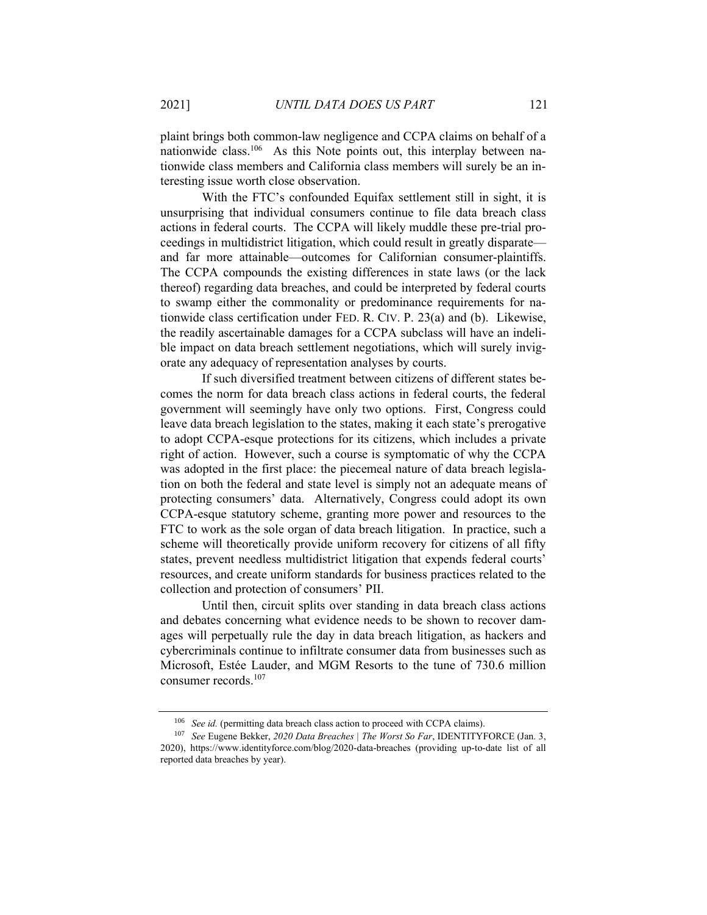plaint brings both common-law negligence and CCPA claims on behalf of a nationwide class.[106] As this Note points out, this interplay between nationwide class members and California class members will surely be an interesting issue worth close observation.

With the FTC's confounded Equifax settlement still in sight, it is unsurprising that individual consumers continue to file data breach class actions in federal courts. The CCPA will likely muddle these pre-trial proceedings in multidistrict litigation, which could result in greatly disparate—and far more attainable—outcomes for Californian consumer-plaintiffs. The CCPA compounds the existing differences in state laws (or the lack thereof) regarding data breaches, and could be interpreted by federal courts to swamp either the commonality or predominance requirements for nationwide class certification under FED. R. CIV. P. 23(a) and (b). Likewise, the readily ascertainable damages for a CCPA subclass will have an indelible impact on data breach settlement negotiations, which will surely invigorate any adequacy of representation analyses by courts.

If such diversified treatment between citizens of different states becomes the norm for data breach class actions in federal courts, the federal government will seemingly have only two options. First, Congress could leave data breach legislation to the states, making it each state's prerogative to adopt CCPA-esque protections for its citizens, which includes a private right of action. However, such a course is symptomatic of why the CCPA was adopted in the first place: the piecemeal nature of data breach legislation on both the federal and state level is simply not an adequate means of protecting consumers' data. Alternatively, Congress could adopt its own CCPA-esque statutory scheme, granting more power and resources to the FTC to work as the sole organ of data breach litigation. In practice, such a scheme will theoretically provide uniform recovery for citizens of all fifty states, prevent needless multidistrict litigation that expends federal courts' resources, and create uniform standards for business practices related to the collection and protection of consumers' PII.

Until then, circuit splits over standing in data breach class actions and debates concerning what evidence needs to be shown to recover damages will perpetually rule the day in data breach litigation, as hackers and cybercriminals continue to infiltrate consumer data from businesses such as Microsoft, Estée Lauder, and MGM Resorts to the tune of 730.6 million consumer records.[107]

---

[106] *See id.* (permitting data breach class action to proceed with CCPA claims).

[107] *See* Eugene Bekker, *2020 Data Breaches | The Worst So Far*, IDENTITYFORCE (Jan. 3, 2020), https://www.identityforce.com/blog/2020-data-breaches (providing up-to-date list of all reported data breaches by year).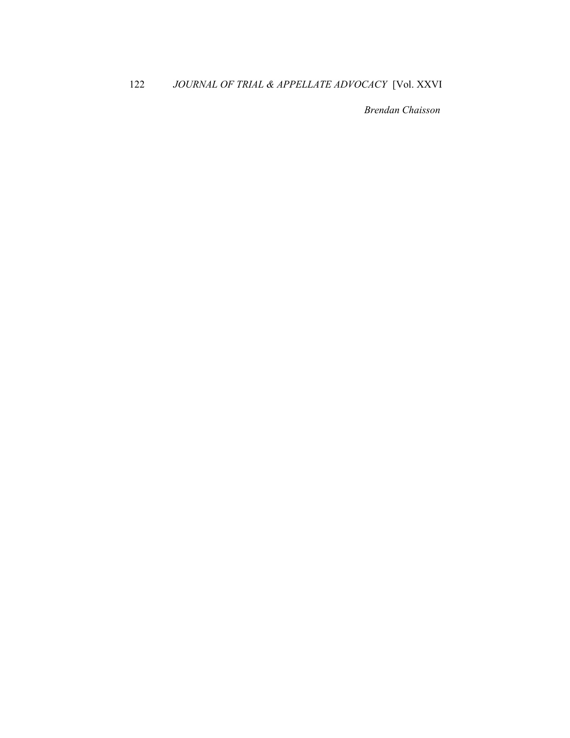*Brendan Chaisson*